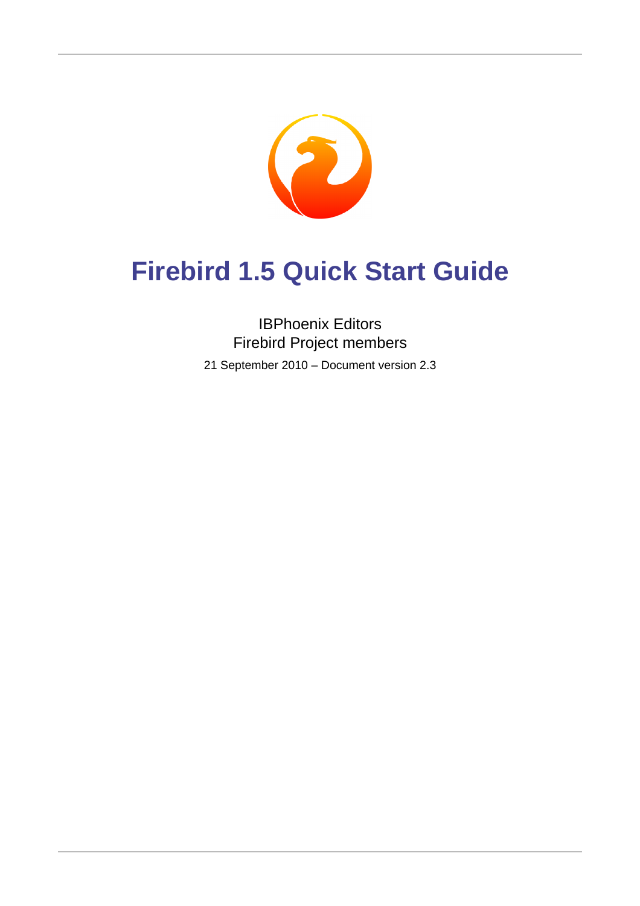# Firebird 1.5 Quick Start Guide

IBPhoenix Editors
Firebird Project members

21 September 2010 – Document version 2.3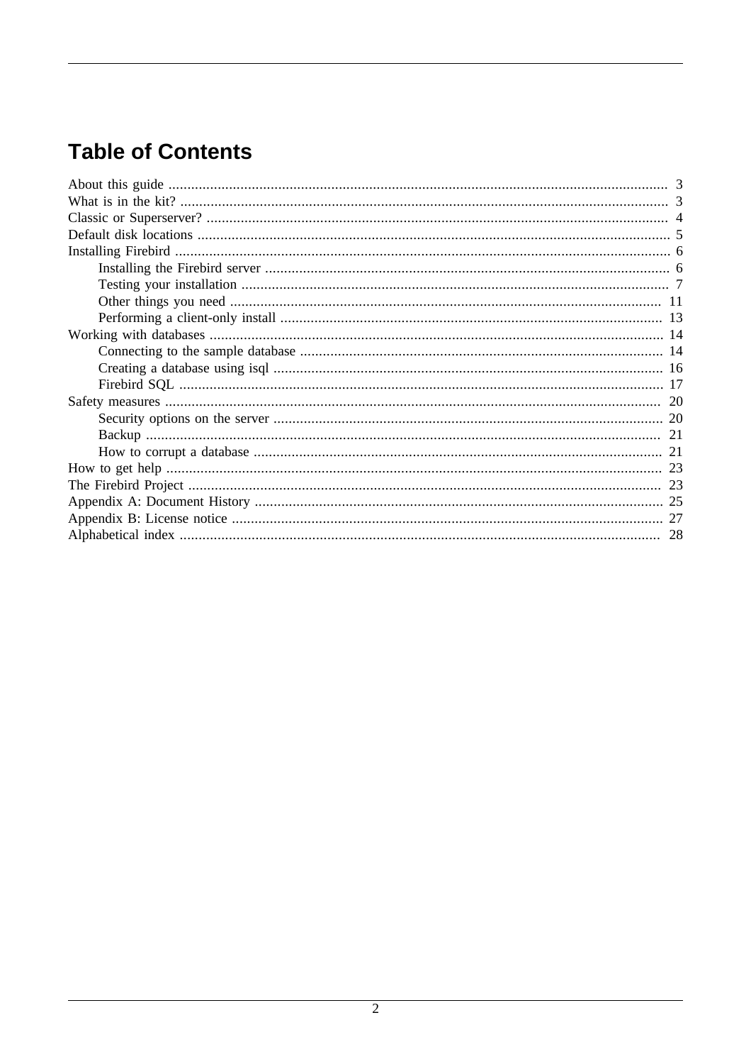# Table of Contents

- About this guide ... 3
- What is in the kit? ... 3
- Classic or Superserver? ... 4
- Default disk locations ... 5
- Installing Firebird ... 6
    - Installing the Firebird server ... 6
    - Testing your installation ... 7
    - Other things you need ... 11
    - Performing a client-only install ... 13
- Working with databases ... 14
    - Connecting to the sample database ... 14
    - Creating a database using isql ... 16
    - Firebird SQL ... 17
- Safety measures ... 20
    - Security options on the server ... 20
    - Backup ... 21
    - How to corrupt a database ... 21
- How to get help ... 23
- The Firebird Project ... 23
- Appendix A: Document History ... 25
- Appendix B: License notice ... 27
- Alphabetical index ... 28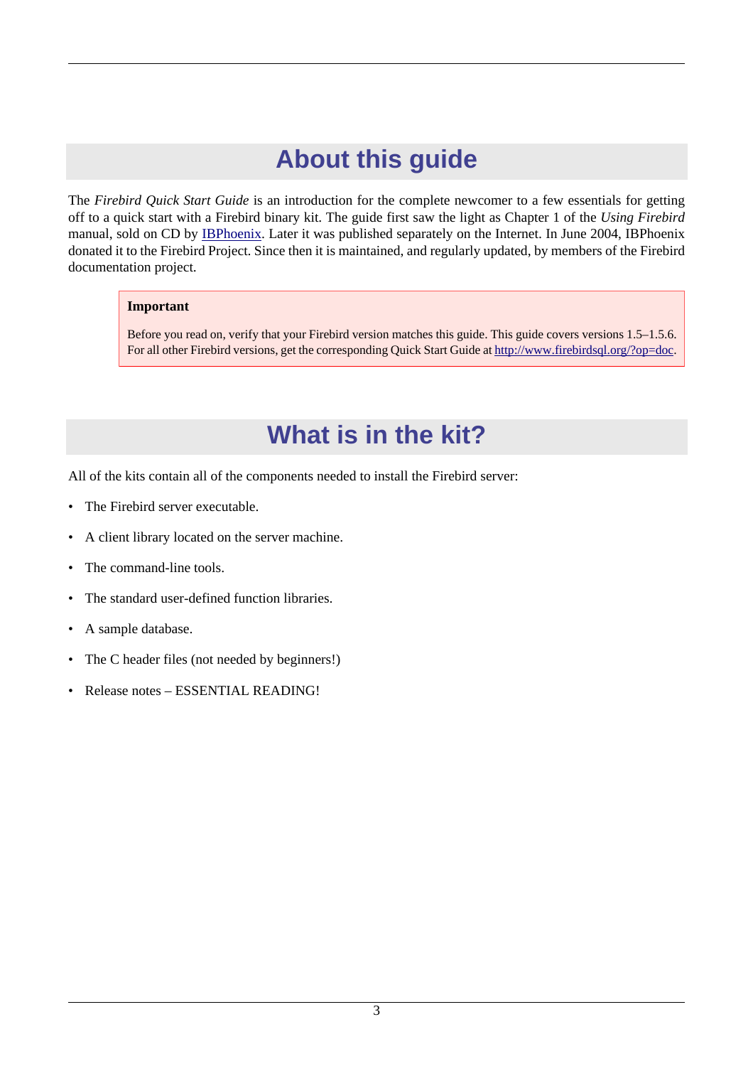# About this guide

The *Firebird Quick Start Guide* is an introduction for the complete newcomer to a few essentials for getting off to a quick start with a Firebird binary kit. The guide first saw the light as Chapter 1 of the *Using Firebird* manual, sold on CD by IBPhoenix. Later it was published separately on the Internet. In June 2004, IBPhoenix donated it to the Firebird Project. Since then it is maintained, and regularly updated, by members of the Firebird documentation project.

> **Important**
>
> Before you read on, verify that your Firebird version matches this guide. This guide covers versions 1.5–1.5.6. For all other Firebird versions, get the corresponding Quick Start Guide at http://www.firebirdsql.org/?op=doc.

# What is in the kit?

All of the kits contain all of the components needed to install the Firebird server:

- The Firebird server executable.
- A client library located on the server machine.
- The command-line tools.
- The standard user-defined function libraries.
- A sample database.
- The C header files (not needed by beginners!)
- Release notes – ESSENTIAL READING!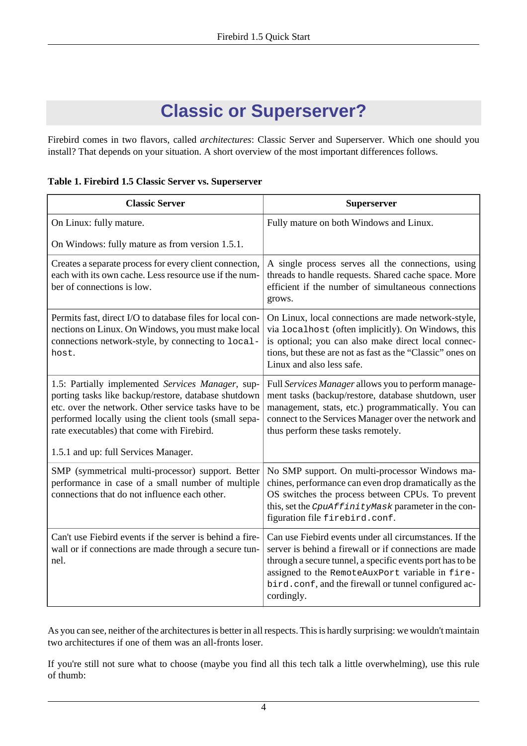# Classic or Superserver?

Firebird comes in two flavors, called *architectures*: Classic Server and Superserver. Which one should you install? That depends on your situation. A short overview of the most important differences follows.

**Table 1. Firebird 1.5 Classic Server vs. Superserver**

| Classic Server | Superserver |
|---|---|
| On Linux: fully mature.<br><br>On Windows: fully mature as from version 1.5.1. | Fully mature on both Windows and Linux. |
| Creates a separate process for every client connection, each with its own cache. Less resource use if the number of connections is low. | A single process serves all the connections, using threads to handle requests. Shared cache space. More efficient if the number of simultaneous connections grows. |
| Permits fast, direct I/O to database files for local connections on Linux. On Windows, you must make local connections network-style, by connecting to `localhost`. | On Linux, local connections are made network-style, via `localhost` (often implicitly). On Windows, this is optional; you can also make direct local connections, but these are not as fast as the “Classic” ones on Linux and also less safe. |
| 1.5: Partially implemented *Services Manager*, supporting tasks like backup/restore, database shutdown etc. over the network. Other service tasks have to be performed locally using the client tools (small separate executables) that come with Firebird.<br><br>1.5.1 and up: full Services Manager. | Full *Services Manager* allows you to perform management tasks (backup/restore, database shutdown, user management, stats, etc.) programmatically. You can connect to the Services Manager over the network and thus perform these tasks remotely. |
| SMP (symmetrical multi-processor) support. Better performance in case of a small number of multiple connections that do not influence each other. | No SMP support. On multi-processor Windows machines, performance can even drop dramatically as the OS switches the process between CPUs. To prevent this, set the *`CpuAffinityMask`* parameter in the configuration file `firebird.conf`. |
| Can't use Fiebird events if the server is behind a firewall or if connections are made through a secure tunnel. | Can use Fiebird events under all circumstances. If the server is behind a firewall or if connections are made through a secure tunnel, a specific events port has to be assigned to the `RemoteAuxPort` variable in `firebird.conf`, and the firewall or tunnel configured accordingly. |

As you can see, neither of the architectures is better in all respects. This is hardly surprising: we wouldn't maintain two architectures if one of them was an all-fronts loser.

If you're still not sure what to choose (maybe you find all this tech talk a little overwhelming), use this rule of thumb: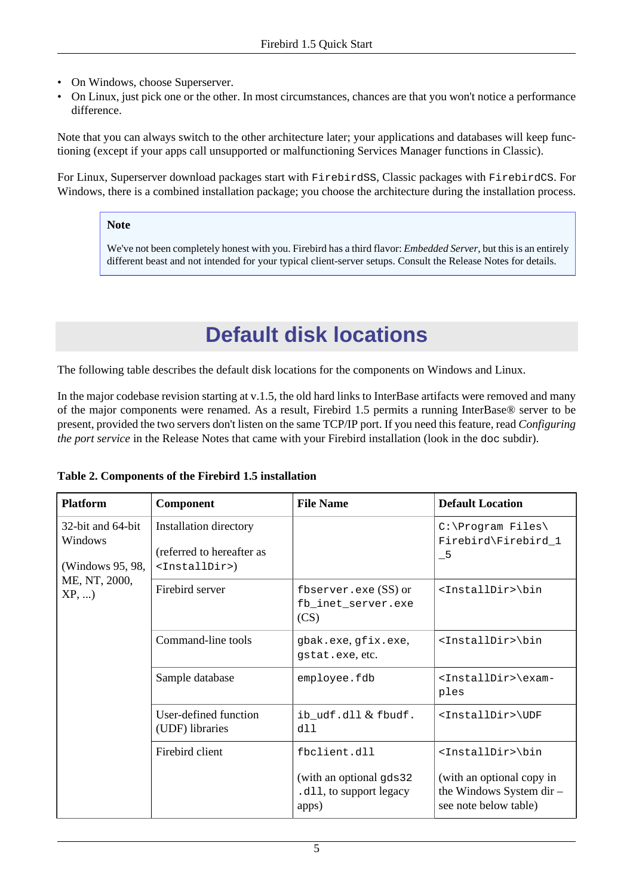- On Windows, choose Superserver.
- On Linux, just pick one or the other. In most circumstances, chances are that you won't notice a performance difference.

Note that you can always switch to the other architecture later; your applications and databases will keep functioning (except if your apps call unsupported or malfunctioning Services Manager functions in Classic).

For Linux, Superserver download packages start with `FirebirdSS`, Classic packages with `FirebirdCS`. For Windows, there is a combined installation package; you choose the architecture during the installation process.

> **Note**
>
> We've not been completely honest with you. Firebird has a third flavor: *Embedded Server*, but this is an entirely different beast and not intended for your typical client-server setups. Consult the Release Notes for details.

# Default disk locations

The following table describes the default disk locations for the components on Windows and Linux.

In the major codebase revision starting at v.1.5, the old hard links to InterBase artifacts were removed and many of the major components were renamed. As a result, Firebird 1.5 permits a running InterBase® server to be present, provided the two servers don't listen on the same TCP/IP port. If you need this feature, read *Configuring the port service* in the Release Notes that came with your Firebird installation (look in the `doc` subdir).

**Table 2. Components of the Firebird 1.5 installation**

| Platform | Component | File Name | Default Location |
|---|---|---|---|
| 32-bit and 64-bit Windows (Windows 95, 98, ME, NT, 2000, XP, ...) | Installation directory (referred to hereafter as `<InstallDir>`) | | `C:\Program Files\Firebird\Firebird_1_5` |
| | Firebird server | `fbserver.exe` (SS) or `fb_inet_server.exe` (CS) | `<InstallDir>\bin` |
| | Command-line tools | `gbak.exe`, `gfix.exe`, `gstat.exe`, etc. | `<InstallDir>\bin` |
| | Sample database | `employee.fdb` | `<InstallDir>\examples` |
| | User-defined function (UDF) libraries | `ib_udf.dll` & `fbudf.dll` | `<InstallDir>\UDF` |
| | Firebird client | `fbclient.dll` (with an optional `gds32.dll`, to support legacy apps) | `<InstallDir>\bin` (with an optional copy in the Windows System dir – see note below table) |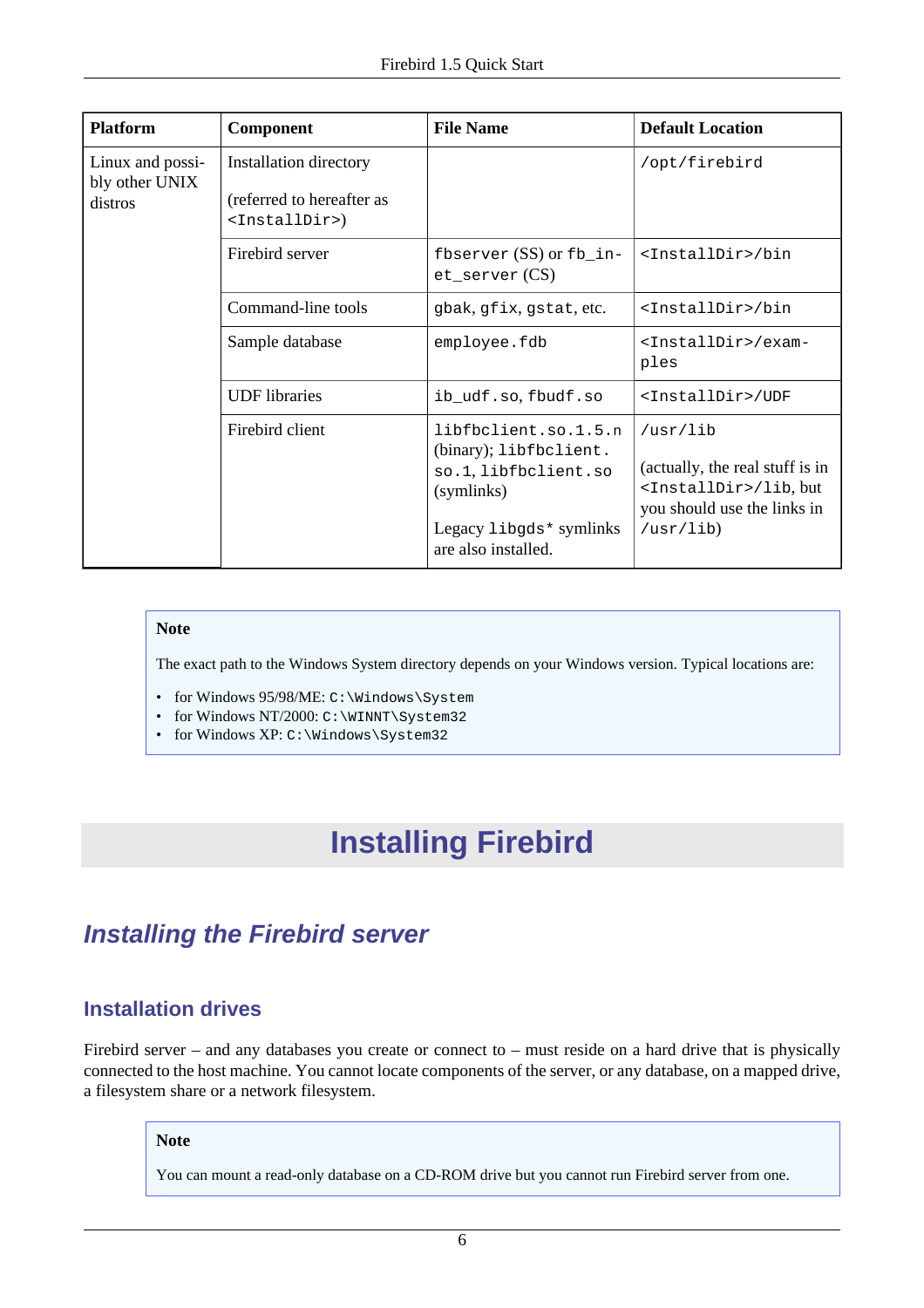| Platform | Component | File Name | Default Location |
|---|---|---|---|
| Linux and possibly other UNIX distros | Installation directory<br><br>(referred to hereafter as `<InstallDir>`) | | `/opt/firebird` |
| | Firebird server | `fbserver` (SS) or `fb_inet_server` (CS) | `<InstallDir>/bin` |
| | Command-line tools | `gbak`, `gfix`, `gstat`, etc. | `<InstallDir>/bin` |
| | Sample database | `employee.fdb` | `<InstallDir>/examples` |
| | UDF libraries | `ib_udf.so`, `fbudf.so` | `<InstallDir>/UDF` |
| | Firebird client | `libfbclient.so.1.5.n` (binary); `libfbclient.so.1`, `libfbclient.so` (symlinks)<br><br>Legacy `libgds*` symlinks are also installed. | `/usr/lib`<br><br>(actually, the real stuff is in `<InstallDir>/lib`, but you should use the links in `/usr/lib`) |

> **Note**
>
> The exact path to the Windows System directory depends on your Windows version. Typical locations are:
>
> - for Windows 95/98/ME: `C:\Windows\System`
> - for Windows NT/2000: `C:\WINNT\System32`
> - for Windows XP: `C:\Windows\System32`

# Installing Firebird

## *Installing the Firebird server*

### Installation drives

Firebird server – and any databases you create or connect to – must reside on a hard drive that is physically connected to the host machine. You cannot locate components of the server, or any database, on a mapped drive, a filesystem share or a network filesystem.

> **Note**
>
> You can mount a read-only database on a CD-ROM drive but you cannot run Firebird server from one.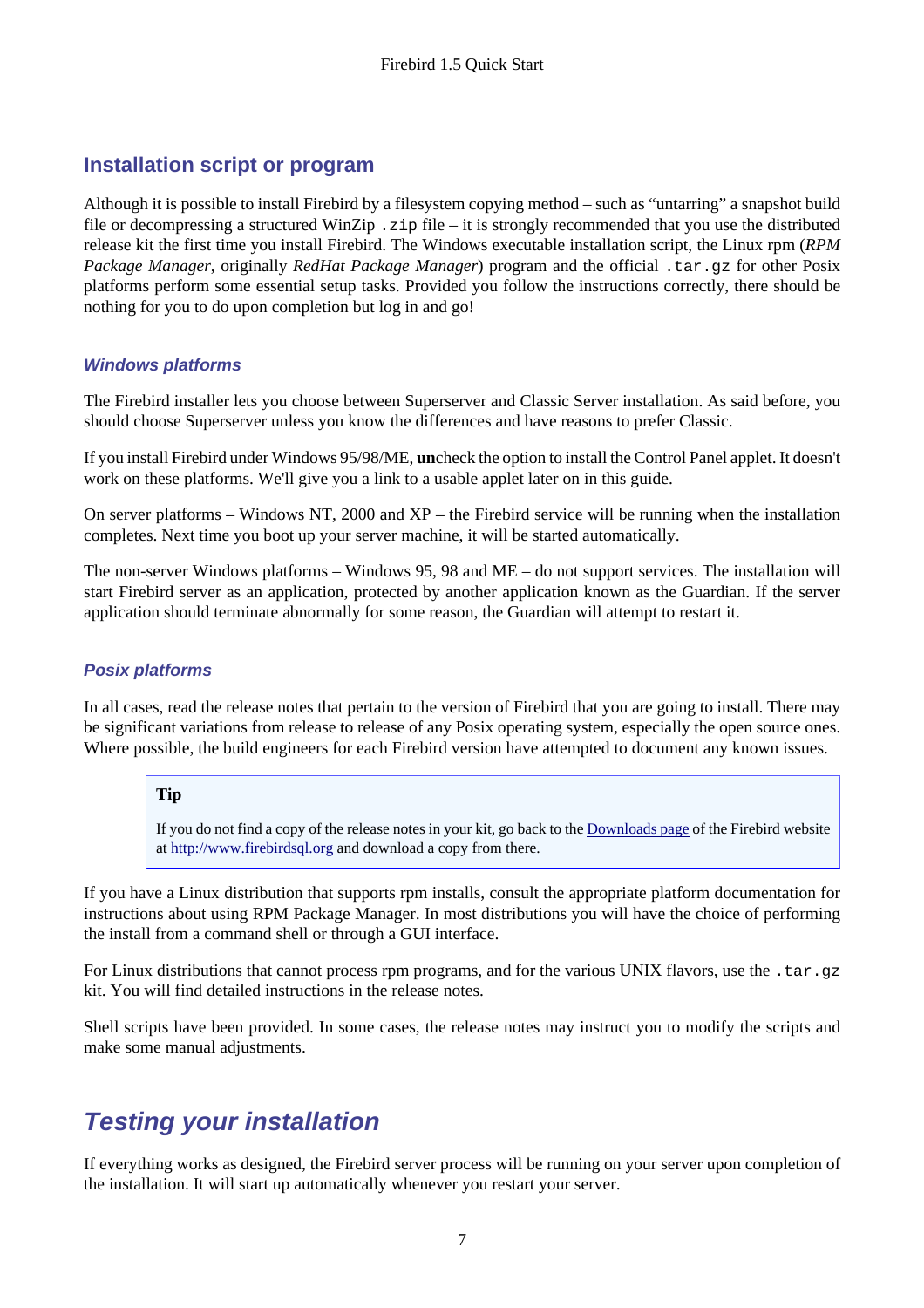## Installation script or program

Although it is possible to install Firebird by a filesystem copying method – such as "untarring" a snapshot build file or decompressing a structured WinZip `.zip` file – it is strongly recommended that you use the distributed release kit the first time you install Firebird. The Windows executable installation script, the Linux rpm (*RPM Package Manager*, originally *RedHat Package Manager*) program and the official `.tar.gz` for other Posix platforms perform some essential setup tasks. Provided you follow the instructions correctly, there should be nothing for you to do upon completion but log in and go!

### *Windows platforms*

The Firebird installer lets you choose between Superserver and Classic Server installation. As said before, you should choose Superserver unless you know the differences and have reasons to prefer Classic.

If you install Firebird under Windows 95/98/ME, **un**check the option to install the Control Panel applet. It doesn't work on these platforms. We'll give you a link to a usable applet later on in this guide.

On server platforms – Windows NT, 2000 and XP – the Firebird service will be running when the installation completes. Next time you boot up your server machine, it will be started automatically.

The non-server Windows platforms – Windows 95, 98 and ME – do not support services. The installation will start Firebird server as an application, protected by another application known as the Guardian. If the server application should terminate abnormally for some reason, the Guardian will attempt to restart it.

### *Posix platforms*

In all cases, read the release notes that pertain to the version of Firebird that you are going to install. There may be significant variations from release to release of any Posix operating system, especially the open source ones. Where possible, the build engineers for each Firebird version have attempted to document any known issues.

> **Tip**
>
> If you do not find a copy of the release notes in your kit, go back to the [Downloads page](http://www.firebirdsql.org) of the Firebird website at [http://www.firebirdsql.org](http://www.firebirdsql.org) and download a copy from there.

If you have a Linux distribution that supports rpm installs, consult the appropriate platform documentation for instructions about using RPM Package Manager. In most distributions you will have the choice of performing the install from a command shell or through a GUI interface.

For Linux distributions that cannot process rpm programs, and for the various UNIX flavors, use the `.tar.gz` kit. You will find detailed instructions in the release notes.

Shell scripts have been provided. In some cases, the release notes may instruct you to modify the scripts and make some manual adjustments.

# *Testing your installation*

If everything works as designed, the Firebird server process will be running on your server upon completion of the installation. It will start up automatically whenever you restart your server.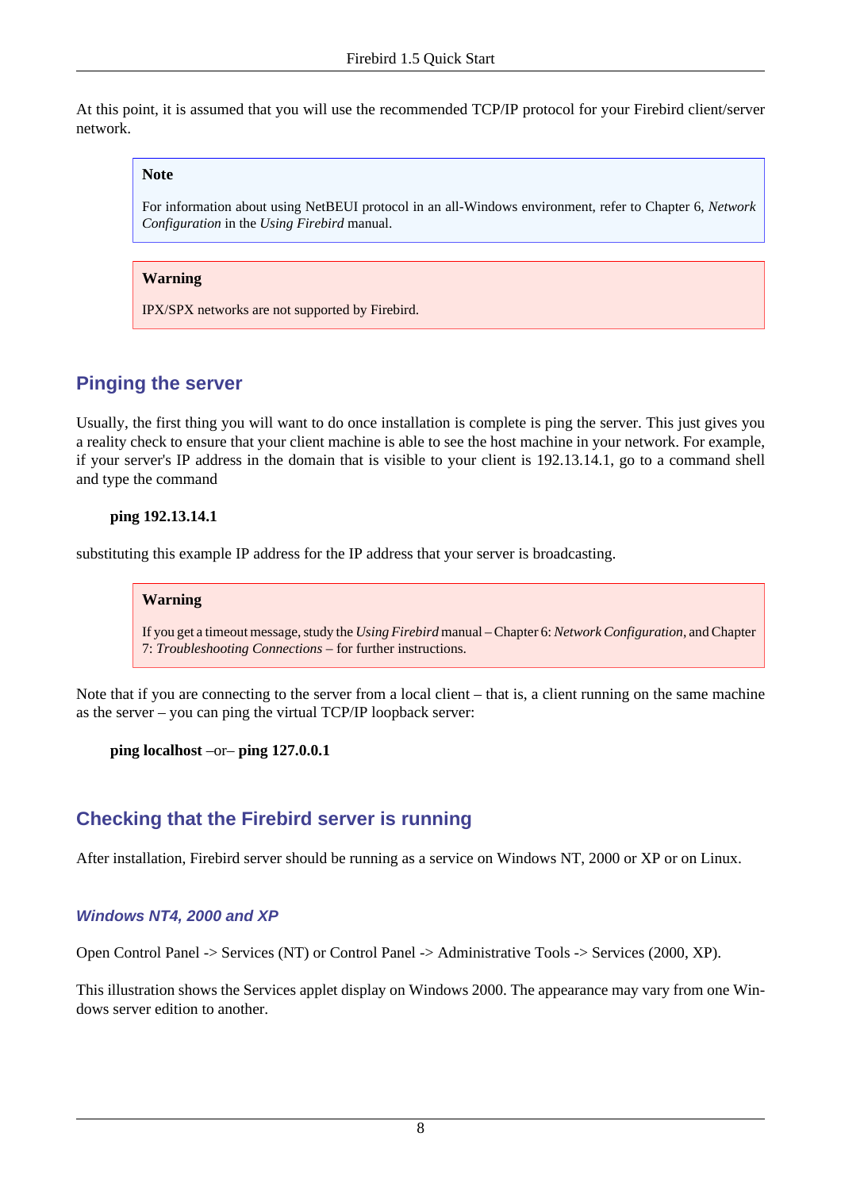At this point, it is assumed that you will use the recommended TCP/IP protocol for your Firebird client/server network.

> **Note**
>
> For information about using NetBEUI protocol in an all-Windows environment, refer to Chapter 6, *Network Configuration* in the *Using Firebird* manual.

> **Warning**
>
> IPX/SPX networks are not supported by Firebird.

## Pinging the server

Usually, the first thing you will want to do once installation is complete is ping the server. This just gives you a reality check to ensure that your client machine is able to see the host machine in your network. For example, if your server's IP address in the domain that is visible to your client is 192.13.14.1, go to a command shell and type the command

**ping 192.13.14.1**

substituting this example IP address for the IP address that your server is broadcasting.

> **Warning**
>
> If you get a timeout message, study the *Using Firebird* manual – Chapter 6: *Network Configuration*, and Chapter 7: *Troubleshooting Connections* – for further instructions.

Note that if you are connecting to the server from a local client – that is, a client running on the same machine as the server – you can ping the virtual TCP/IP loopback server:

**ping localhost** –or– **ping 127.0.0.1**

## Checking that the Firebird server is running

After installation, Firebird server should be running as a service on Windows NT, 2000 or XP or on Linux.

### *Windows NT4, 2000 and XP*

Open Control Panel -> Services (NT) or Control Panel -> Administrative Tools -> Services (2000, XP).

This illustration shows the Services applet display on Windows 2000. The appearance may vary from one Windows server edition to another.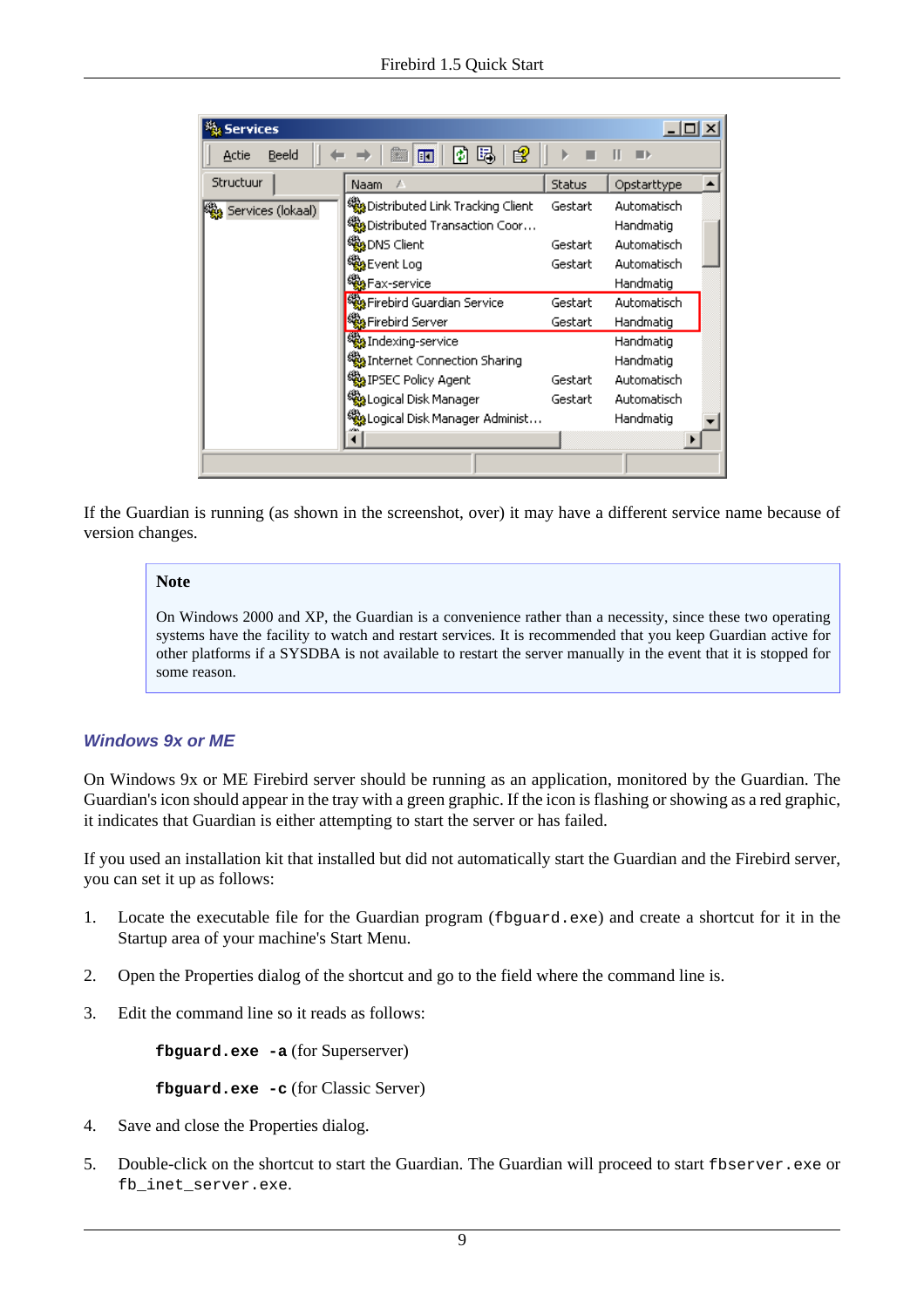If the Guardian is running (as shown in the screenshot, over) it may have a different service name because of version changes.

> **Note**
>
> On Windows 2000 and XP, the Guardian is a convenience rather than a necessity, since these two operating systems have the facility to watch and restart services. It is recommended that you keep Guardian active for other platforms if a SYSDBA is not available to restart the server manually in the event that it is stopped for some reason.

### *Windows 9x or ME*

On Windows 9x or ME Firebird server should be running as an application, monitored by the Guardian. The Guardian's icon should appear in the tray with a green graphic. If the icon is flashing or showing as a red graphic, it indicates that Guardian is either attempting to start the server or has failed.

If you used an installation kit that installed but did not automatically start the Guardian and the Firebird server, you can set it up as follows:

1. Locate the executable file for the Guardian program (`fbguard.exe`) and create a shortcut for it in the Startup area of your machine's Start Menu.
2. Open the Properties dialog of the shortcut and go to the field where the command line is.
3. Edit the command line so it reads as follows:

   **`fbguard.exe -a`** (for Superserver)

   **`fbguard.exe -c`** (for Classic Server)

4. Save and close the Properties dialog.
5. Double-click on the shortcut to start the Guardian. The Guardian will proceed to start `fbserver.exe` or `fb_inet_server.exe`.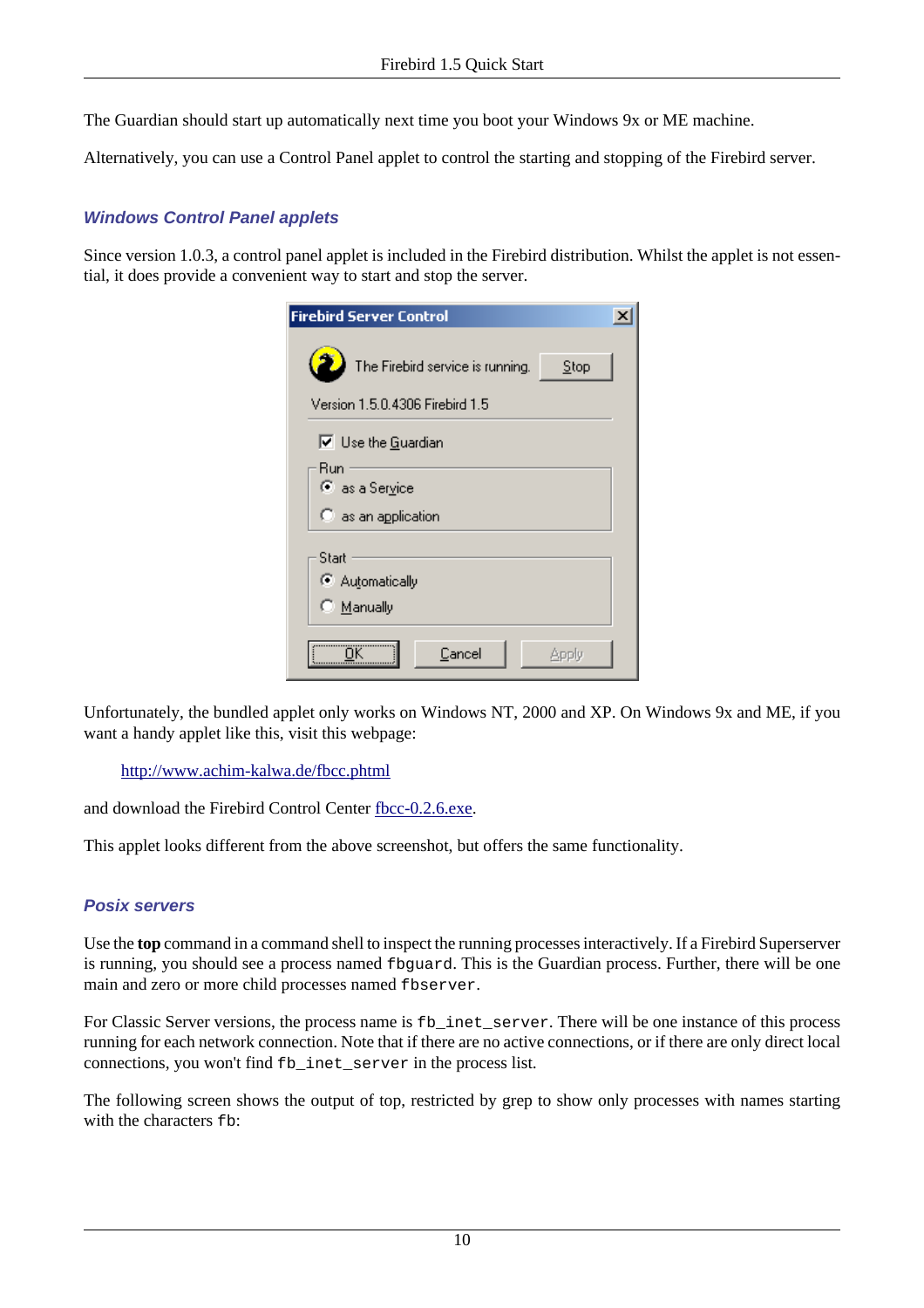The Guardian should start up automatically next time you boot your Windows 9x or ME machine.

Alternatively, you can use a Control Panel applet to control the starting and stopping of the Firebird server.

### Windows Control Panel applets

Since version 1.0.3, a control panel applet is included in the Firebird distribution. Whilst the applet is not essential, it does provide a convenient way to start and stop the server.

Unfortunately, the bundled applet only works on Windows NT, 2000 and XP. On Windows 9x and ME, if you want a handy applet like this, visit this webpage:

http://www.achim-kalwa.de/fbcc.phtml

and download the Firebird Control Center fbcc-0.2.6.exe.

This applet looks different from the above screenshot, but offers the same functionality.

### Posix servers

Use the **top** command in a command shell to inspect the running processes interactively. If a Firebird Superserver is running, you should see a process named `fbguard`. This is the Guardian process. Further, there will be one main and zero or more child processes named `fbserver`.

For Classic Server versions, the process name is `fb_inet_server`. There will be one instance of this process running for each network connection. Note that if there are no active connections, or if there are only direct local connections, you won't find `fb_inet_server` in the process list.

The following screen shows the output of top, restricted by grep to show only processes with names starting with the characters `fb`: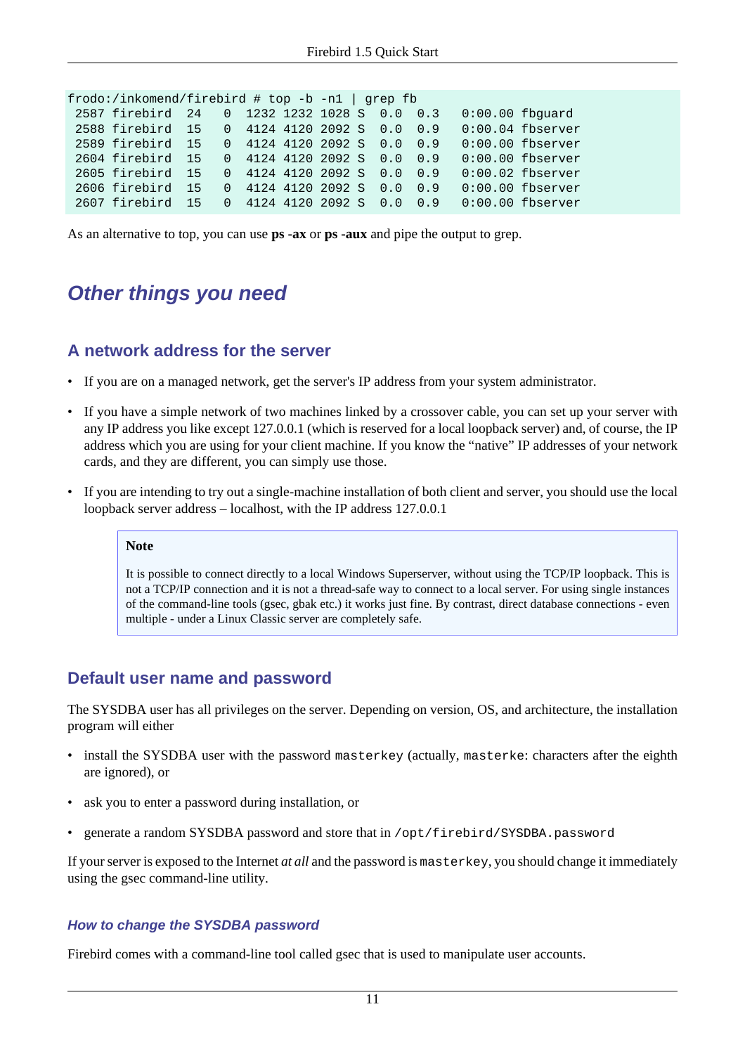```
frodo:/inkomend/firebird # top -b -n1 | grep fb
 2587 firebird  24   0  1232 1232 1028 S  0.0  0.3   0:00.00 fbguard
 2588 firebird  15   0  4124 4120 2092 S  0.0  0.9   0:00.04 fbserver
 2589 firebird  15   0  4124 4120 2092 S  0.0  0.9   0:00.00 fbserver
 2604 firebird  15   0  4124 4120 2092 S  0.0  0.9   0:00.00 fbserver
 2605 firebird  15   0  4124 4120 2092 S  0.0  0.9   0:00.02 fbserver
 2606 firebird  15   0  4124 4120 2092 S  0.0  0.9   0:00.00 fbserver
 2607 firebird  15   0  4124 4120 2092 S  0.0  0.9   0:00.00 fbserver
```

As an alternative to top, you can use **ps -ax** or **ps -aux** and pipe the output to grep.

## Other things you need

### A network address for the server

- If you are on a managed network, get the server's IP address from your system administrator.
- If you have a simple network of two machines linked by a crossover cable, you can set up your server with any IP address you like except 127.0.0.1 (which is reserved for a local loopback server) and, of course, the IP address which you are using for your client machine. If you know the "native" IP addresses of your network cards, and they are different, you can simply use those.
- If you are intending to try out a single-machine installation of both client and server, you should use the local loopback server address – localhost, with the IP address 127.0.0.1

> **Note**
>
> It is possible to connect directly to a local Windows Superserver, without using the TCP/IP loopback. This is not a TCP/IP connection and it is not a thread-safe way to connect to a local server. For using single instances of the command-line tools (gsec, gbak etc.) it works just fine. By contrast, direct database connections - even multiple - under a Linux Classic server are completely safe.

### Default user name and password

The SYSDBA user has all privileges on the server. Depending on version, OS, and architecture, the installation program will either

- install the SYSDBA user with the password `masterkey` (actually, `masterke`: characters after the eighth are ignored), or
- ask you to enter a password during installation, or
- generate a random SYSDBA password and store that in `/opt/firebird/SYSDBA.password`

If your server is exposed to the Internet *at all* and the password is `masterkey`, you should change it immediately using the gsec command-line utility.

#### How to change the SYSDBA password

Firebird comes with a command-line tool called gsec that is used to manipulate user accounts.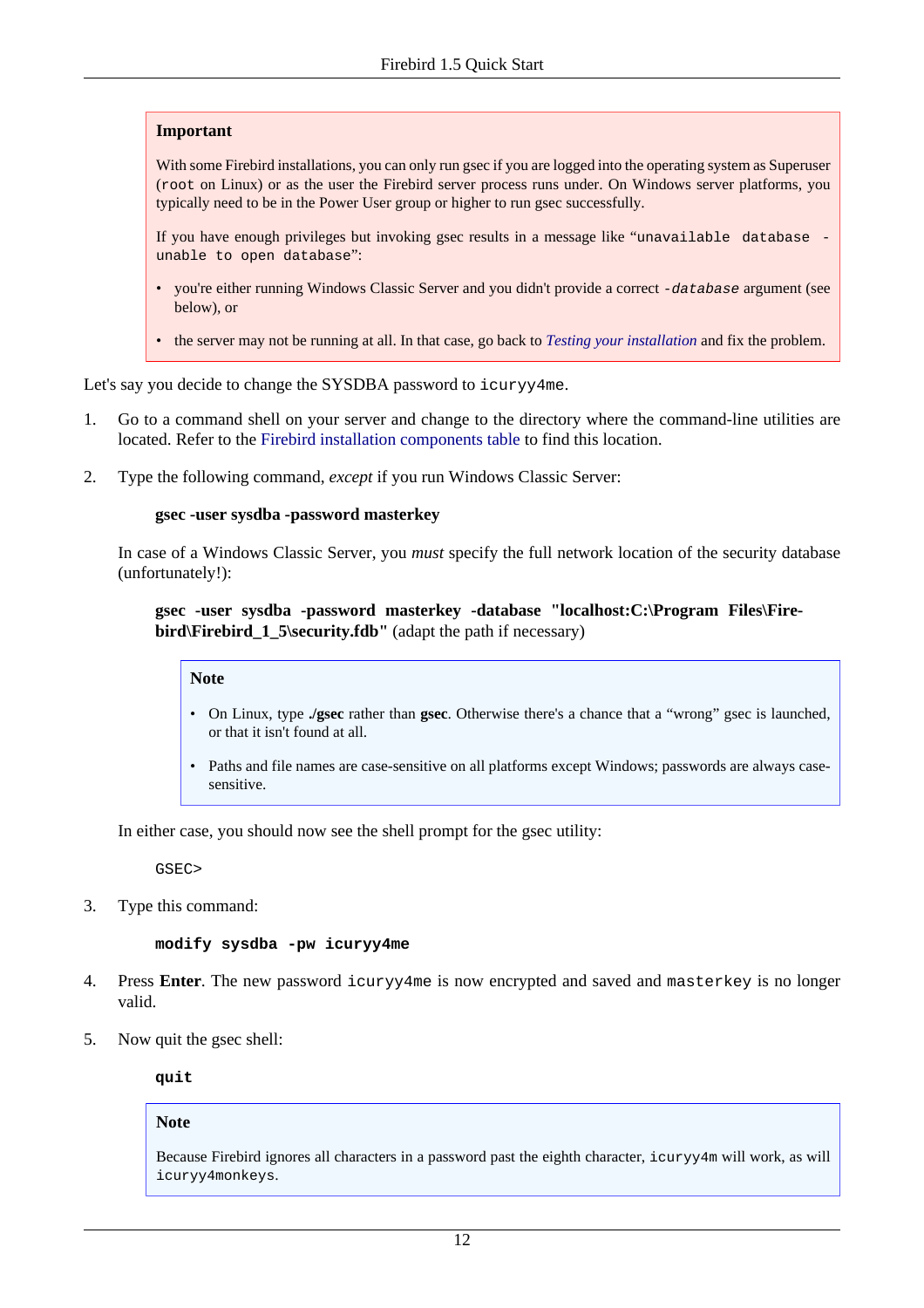> **Important**
>
> With some Firebird installations, you can only run gsec if you are logged into the operating system as Superuser (`root` on Linux) or as the user the Firebird server process runs under. On Windows server platforms, you typically need to be in the Power User group or higher to run gsec successfully.
>
> If you have enough privileges but invoking gsec results in a message like “`unavailable database - unable to open database`”:
>
> - you're either running Windows Classic Server and you didn't provide a correct `-database` argument (see below), or
> - the server may not be running at all. In that case, go back to *Testing your installation* and fix the problem.

Let's say you decide to change the SYSDBA password to `icuryy4me`.

1. Go to a command shell on your server and change to the directory where the command-line utilities are located. Refer to the Firebird installation components table to find this location.

2. Type the following command, *except* if you run Windows Classic Server:

   **gsec -user sysdba -password masterkey**

   In case of a Windows Classic Server, you *must* specify the full network location of the security database (unfortunately!):

   **gsec -user sysdba -password masterkey -database "localhost:C:\Program Files\Firebird\Firebird_1_5\security.fdb"** (adapt the path if necessary)

   > **Note**
   >
   > - On Linux, type **./gsec** rather than **gsec**. Otherwise there's a chance that a “wrong” gsec is launched, or that it isn't found at all.
   > - Paths and file names are case-sensitive on all platforms except Windows; passwords are always case-sensitive.

   In either case, you should now see the shell prompt for the gsec utility:

   ```
   GSEC>
   ```

3. Type this command:

   ```
   modify sysdba -pw icuryy4me
   ```

4. Press **Enter**. The new password `icuryy4me` is now encrypted and saved and `masterkey` is no longer valid.

5. Now quit the gsec shell:

   ```
   quit
   ```

> **Note**
>
> Because Firebird ignores all characters in a password past the eighth character, `icuryy4m` will work, as will `icuryy4monkeys`.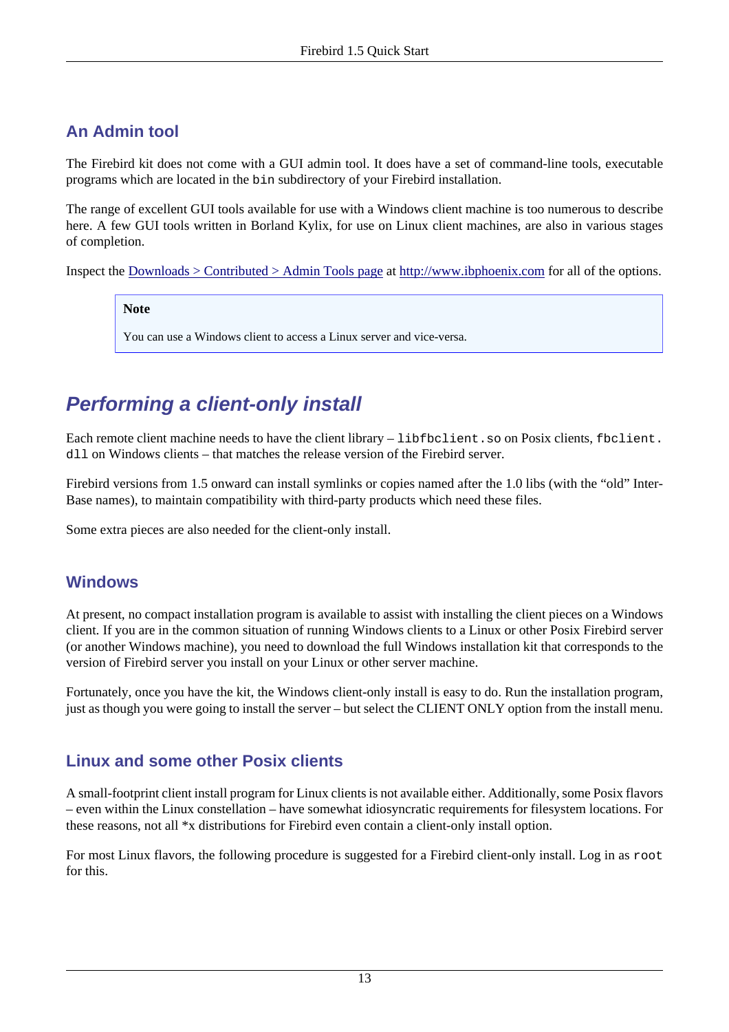## An Admin tool

The Firebird kit does not come with a GUI admin tool. It does have a set of command-line tools, executable programs which are located in the `bin` subdirectory of your Firebird installation.

The range of excellent GUI tools available for use with a Windows client machine is too numerous to describe here. A few GUI tools written in Borland Kylix, for use on Linux client machines, are also in various stages of completion.

Inspect the Downloads > Contributed > Admin Tools page at http://www.ibphoenix.com for all of the options.

> **Note**
>
> You can use a Windows client to access a Linux server and vice-versa.

# *Performing a client-only install*

Each remote client machine needs to have the client library – `libfbclient.so` on Posix clients, `fbclient.dll` on Windows clients – that matches the release version of the Firebird server.

Firebird versions from 1.5 onward can install symlinks or copies named after the 1.0 libs (with the "old" InterBase names), to maintain compatibility with third-party products which need these files.

Some extra pieces are also needed for the client-only install.

## Windows

At present, no compact installation program is available to assist with installing the client pieces on a Windows client. If you are in the common situation of running Windows clients to a Linux or other Posix Firebird server (or another Windows machine), you need to download the full Windows installation kit that corresponds to the version of Firebird server you install on your Linux or other server machine.

Fortunately, once you have the kit, the Windows client-only install is easy to do. Run the installation program, just as though you were going to install the server – but select the CLIENT ONLY option from the install menu.

## Linux and some other Posix clients

A small-footprint client install program for Linux clients is not available either. Additionally, some Posix flavors – even within the Linux constellation – have somewhat idiosyncratic requirements for filesystem locations. For these reasons, not all *x distributions for Firebird even contain a client-only install option.

For most Linux flavors, the following procedure is suggested for a Firebird client-only install. Log in as `root` for this.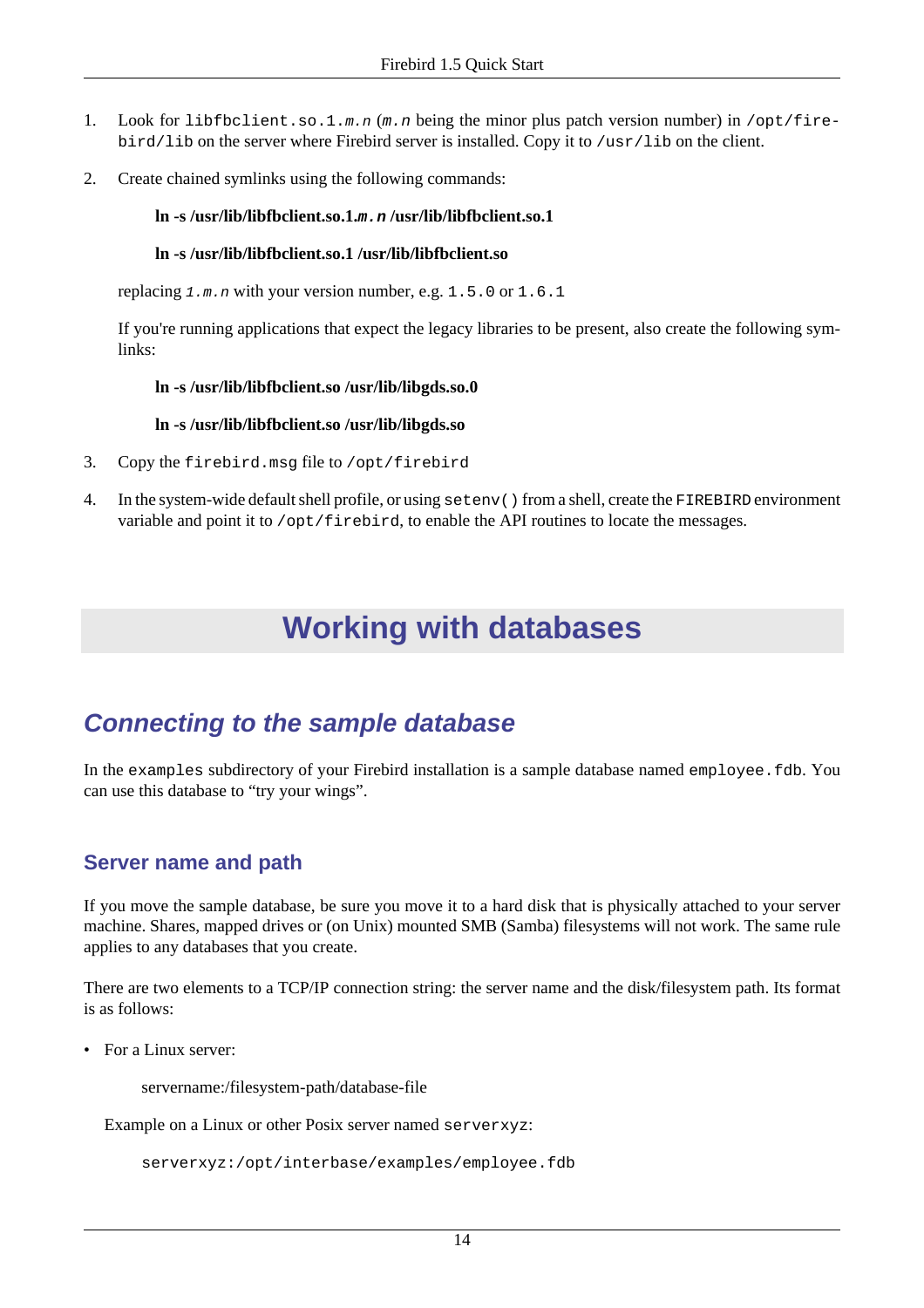1. Look for `libfbclient.so.1.m.n` (*m.n* being the minor plus patch version number) in `/opt/firebird/lib` on the server where Firebird server is installed. Copy it to `/usr/lib` on the client.

2. Create chained symlinks using the following commands:

   **ln -s /usr/lib/libfbclient.so.1.*m.n* /usr/lib/libfbclient.so.1**

   **ln -s /usr/lib/libfbclient.so.1 /usr/lib/libfbclient.so**

   replacing *1.m.n* with your version number, e.g. `1.5.0` or `1.6.1`

   If you're running applications that expect the legacy libraries to be present, also create the following symlinks:

   **ln -s /usr/lib/libfbclient.so /usr/lib/libgds.so.0**

   **ln -s /usr/lib/libfbclient.so /usr/lib/libgds.so**

3. Copy the `firebird.msg` file to `/opt/firebird`

4. In the system-wide default shell profile, or using `setenv()` from a shell, create the `FIREBIRD` environment variable and point it to `/opt/firebird`, to enable the API routines to locate the messages.

# Working with databases

## *Connecting to the sample database*

In the `examples` subdirectory of your Firebird installation is a sample database named `employee.fdb`. You can use this database to “try your wings”.

### Server name and path

If you move the sample database, be sure you move it to a hard disk that is physically attached to your server machine. Shares, mapped drives or (on Unix) mounted SMB (Samba) filesystems will not work. The same rule applies to any databases that you create.

There are two elements to a TCP/IP connection string: the server name and the disk/filesystem path. Its format is as follows:

- For a Linux server:

  servername:/filesystem-path/database-file

  Example on a Linux or other Posix server named `serverxyz`:

  ```
  serverxyz:/opt/interbase/examples/employee.fdb
  ```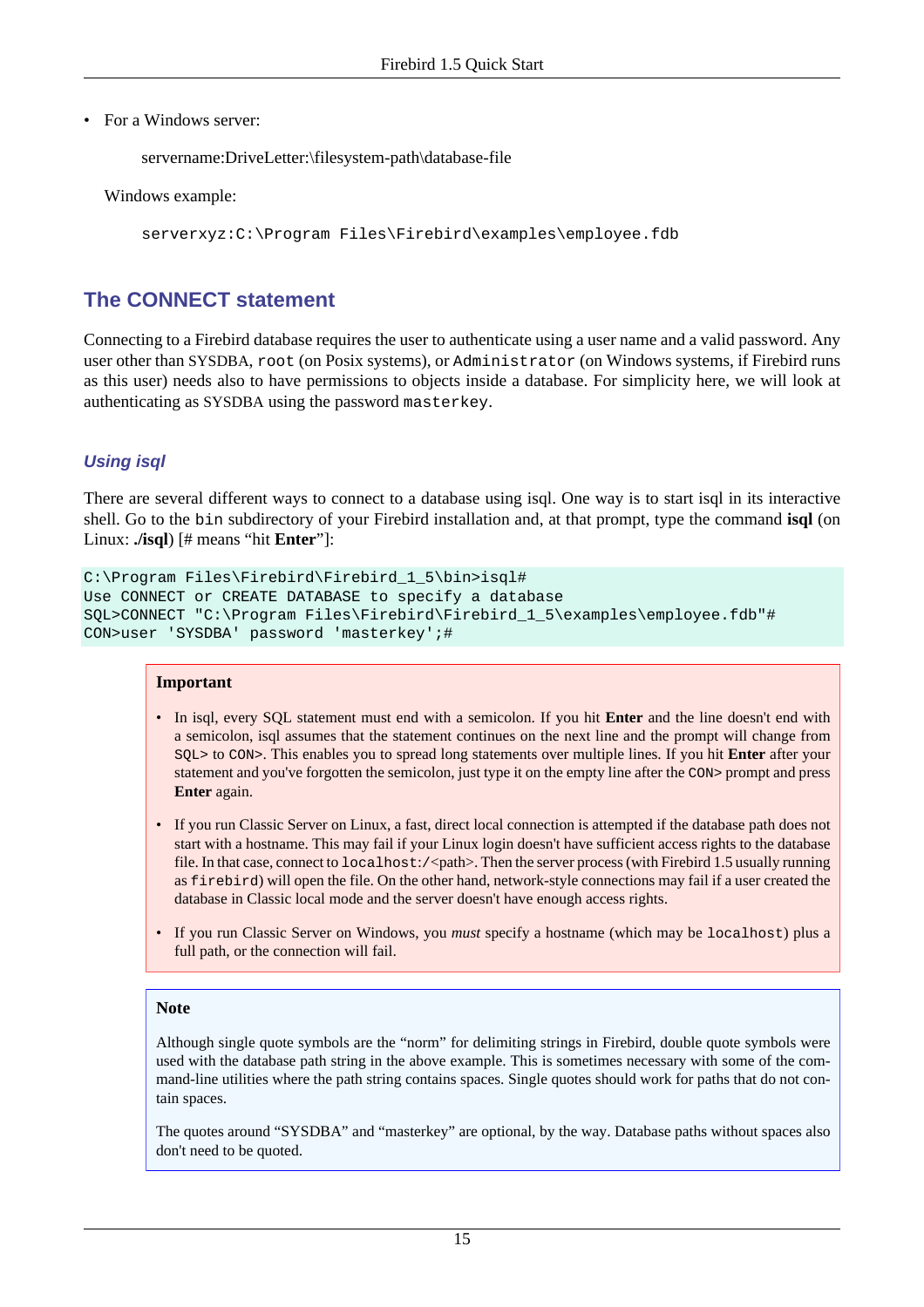- For a Windows server:

  servername:DriveLetter:\filesystem-path\database-file

  Windows example:

  ```
  serverxyz:C:\Program Files\Firebird\examples\employee.fdb
  ```

## The CONNECT statement

Connecting to a Firebird database requires the user to authenticate using a user name and a valid password. Any user other than SYSDBA, `root` (on Posix systems), or `Administrator` (on Windows systems, if Firebird runs as this user) needs also to have permissions to objects inside a database. For simplicity here, we will look at authenticating as SYSDBA using the password `masterkey`.

### *Using isql*

There are several different ways to connect to a database using isql. One way is to start isql in its interactive shell. Go to the `bin` subdirectory of your Firebird installation and, at that prompt, type the command **isql** (on Linux: **./isql**) [# means "hit **Enter**"]:

```
C:\Program Files\Firebird\Firebird_1_5\bin>isql#
Use CONNECT or CREATE DATABASE to specify a database
SQL>CONNECT "C:\Program Files\Firebird\Firebird_1_5\examples\employee.fdb"#
CON>user 'SYSDBA' password 'masterkey';#
```

> **Important**
>
> - In isql, every SQL statement must end with a semicolon. If you hit **Enter** and the line doesn't end with a semicolon, isql assumes that the statement continues on the next line and the prompt will change from `SQL>` to `CON>`. This enables you to spread long statements over multiple lines. If you hit **Enter** after your statement and you've forgotten the semicolon, just type it on the empty line after the `CON>` prompt and press **Enter** again.
> - If you run Classic Server on Linux, a fast, direct local connection is attempted if the database path does not start with a hostname. This may fail if your Linux login doesn't have sufficient access rights to the database file. In that case, connect to `localhost:/`<path>. Then the server process (with Firebird 1.5 usually running as `firebird`) will open the file. On the other hand, network-style connections may fail if a user created the database in Classic local mode and the server doesn't have enough access rights.
> - If you run Classic Server on Windows, you *must* specify a hostname (which may be `localhost`) plus a full path, or the connection will fail.

> **Note**
>
> Although single quote symbols are the "norm" for delimiting strings in Firebird, double quote symbols were used with the database path string in the above example. This is sometimes necessary with some of the command-line utilities where the path string contains spaces. Single quotes should work for paths that do not contain spaces.
>
> The quotes around "SYSDBA" and "masterkey" are optional, by the way. Database paths without spaces also don't need to be quoted.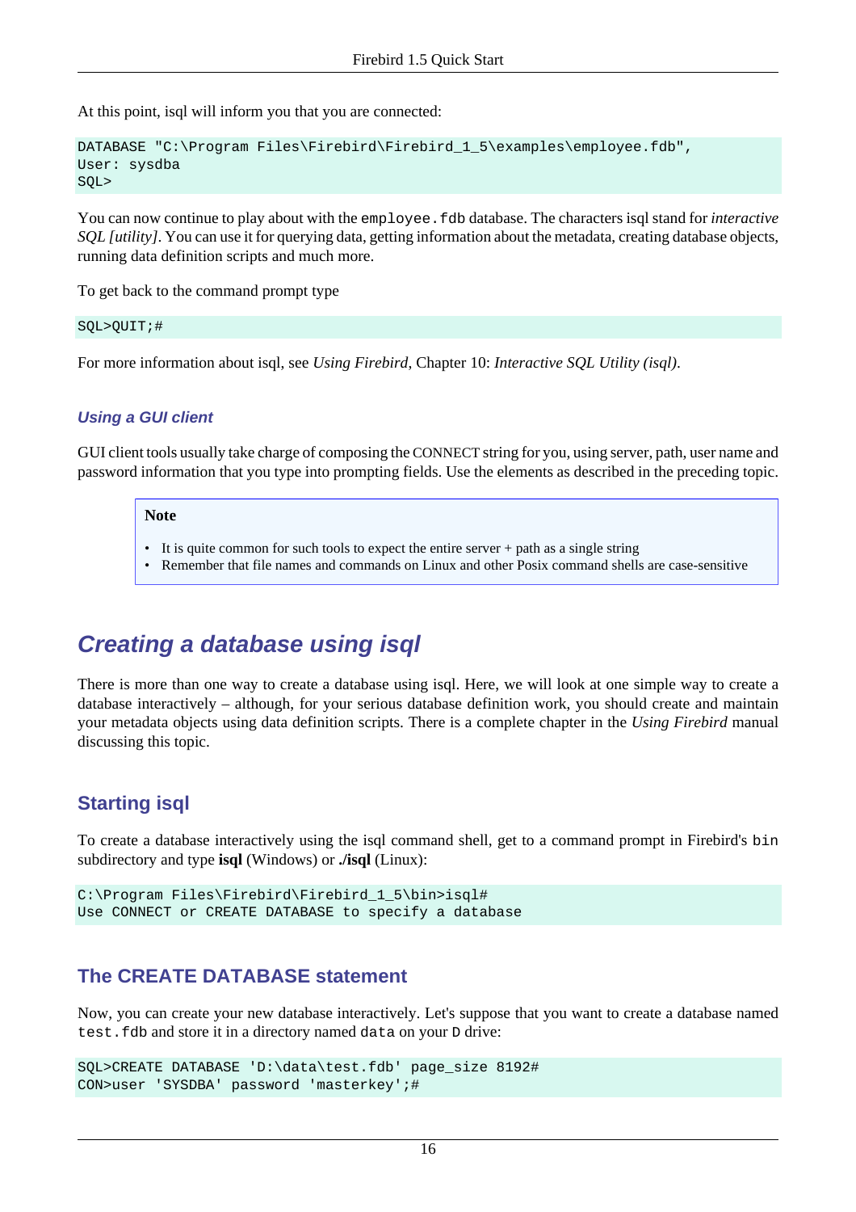At this point, isql will inform you that you are connected:

```
DATABASE "C:\Program Files\Firebird\Firebird_1_5\examples\employee.fdb",
User: sysdba
SQL>
```

You can now continue to play about with the `employee.fdb` database. The characters isql stand for *interactive SQL [utility]*. You can use it for querying data, getting information about the metadata, creating database objects, running data definition scripts and much more.

To get back to the command prompt type

```
SQL>QUIT;#
```

For more information about isql, see *Using Firebird*, Chapter 10: *Interactive SQL Utility (isql)*.

### *Using a GUI client*

GUI client tools usually take charge of composing the CONNECT string for you, using server, path, user name and password information that you type into prompting fields. Use the elements as described in the preceding topic.

> **Note**
>
> - It is quite common for such tools to expect the entire server + path as a single string
> - Remember that file names and commands on Linux and other Posix command shells are case-sensitive

# *Creating a database using isql*

There is more than one way to create a database using isql. Here, we will look at one simple way to create a database interactively – although, for your serious database definition work, you should create and maintain your metadata objects using data definition scripts. There is a complete chapter in the *Using Firebird* manual discussing this topic.

## Starting isql

To create a database interactively using the isql command shell, get to a command prompt in Firebird's `bin` subdirectory and type **isql** (Windows) or **./isql** (Linux):

```
C:\Program Files\Firebird\Firebird_1_5\bin>isql#
Use CONNECT or CREATE DATABASE to specify a database
```

## The CREATE DATABASE statement

Now, you can create your new database interactively. Let's suppose that you want to create a database named `test.fdb` and store it in a directory named `data` on your `D` drive:

```
SQL>CREATE DATABASE 'D:\data\test.fdb' page_size 8192#
CON>user 'SYSDBA' password 'masterkey';#
```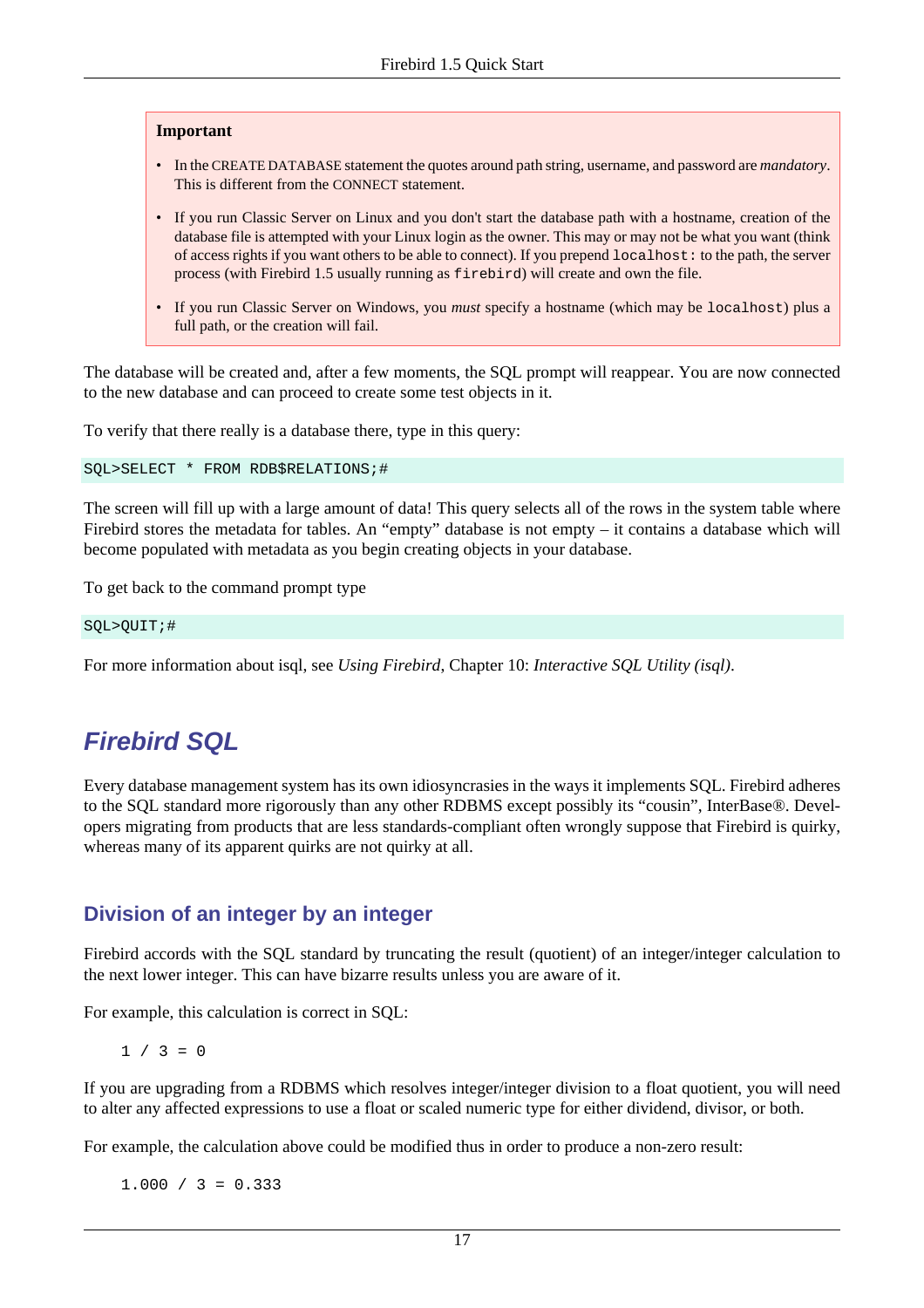> **Important**
>
> - In the CREATE DATABASE statement the quotes around path string, username, and password are *mandatory*. This is different from the CONNECT statement.
> - If you run Classic Server on Linux and you don't start the database path with a hostname, creation of the database file is attempted with your Linux login as the owner. This may or may not be what you want (think of access rights if you want others to be able to connect). If you prepend `localhost:` to the path, the server process (with Firebird 1.5 usually running as `firebird`) will create and own the file.
> - If you run Classic Server on Windows, you *must* specify a hostname (which may be `localhost`) plus a full path, or the creation will fail.

The database will be created and, after a few moments, the SQL prompt will reappear. You are now connected to the new database and can proceed to create some test objects in it.

To verify that there really is a database there, type in this query:

```
SQL>SELECT * FROM RDB$RELATIONS;#
```

The screen will fill up with a large amount of data! This query selects all of the rows in the system table where Firebird stores the metadata for tables. An “empty” database is not empty – it contains a database which will become populated with metadata as you begin creating objects in your database.

To get back to the command prompt type

```
SQL>QUIT;#
```

For more information about isql, see *Using Firebird*, Chapter 10: *Interactive SQL Utility (isql)*.

# Firebird SQL

Every database management system has its own idiosyncrasies in the ways it implements SQL. Firebird adheres to the SQL standard more rigorously than any other RDBMS except possibly its “cousin”, InterBase®. Developers migrating from products that are less standards-compliant often wrongly suppose that Firebird is quirky, whereas many of its apparent quirks are not quirky at all.

## Division of an integer by an integer

Firebird accords with the SQL standard by truncating the result (quotient) of an integer/integer calculation to the next lower integer. This can have bizarre results unless you are aware of it.

For example, this calculation is correct in SQL:

```
1 / 3 = 0
```

If you are upgrading from a RDBMS which resolves integer/integer division to a float quotient, you will need to alter any affected expressions to use a float or scaled numeric type for either dividend, divisor, or both.

For example, the calculation above could be modified thus in order to produce a non-zero result:

```
1.000 / 3 = 0.333
```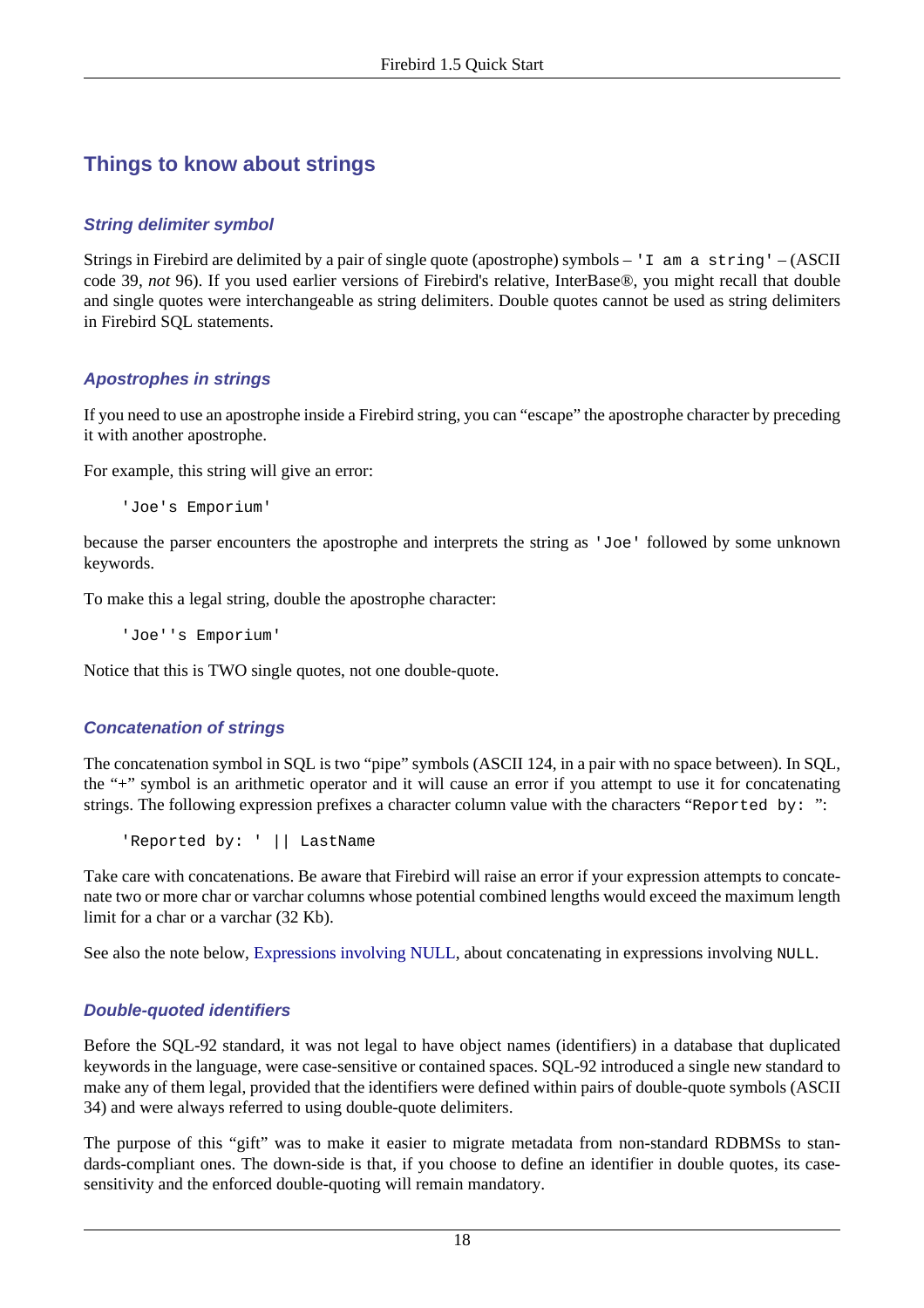## Things to know about strings

### String delimiter symbol

Strings in Firebird are delimited by a pair of single quote (apostrophe) symbols – `'I am a string'` – (ASCII code 39, *not* 96). If you used earlier versions of Firebird's relative, InterBase®, you might recall that double and single quotes were interchangeable as string delimiters. Double quotes cannot be used as string delimiters in Firebird SQL statements.

### Apostrophes in strings

If you need to use an apostrophe inside a Firebird string, you can "escape" the apostrophe character by preceding it with another apostrophe.

For example, this string will give an error:

```
'Joe's Emporium'
```

because the parser encounters the apostrophe and interprets the string as `'Joe'` followed by some unknown keywords.

To make this a legal string, double the apostrophe character:

```
'Joe''s Emporium'
```

Notice that this is TWO single quotes, not one double-quote.

### Concatenation of strings

The concatenation symbol in SQL is two "pipe" symbols (ASCII 124, in a pair with no space between). In SQL, the "+" symbol is an arithmetic operator and it will cause an error if you attempt to use it for concatenating strings. The following expression prefixes a character column value with the characters "`Reported by: `":

```
'Reported by: ' || LastName
```

Take care with concatenations. Be aware that Firebird will raise an error if your expression attempts to concatenate two or more char or varchar columns whose potential combined lengths would exceed the maximum length limit for a char or a varchar (32 Kb).

See also the note below, Expressions involving NULL, about concatenating in expressions involving `NULL`.

### Double-quoted identifiers

Before the SQL-92 standard, it was not legal to have object names (identifiers) in a database that duplicated keywords in the language, were case-sensitive or contained spaces. SQL-92 introduced a single new standard to make any of them legal, provided that the identifiers were defined within pairs of double-quote symbols (ASCII 34) and were always referred to using double-quote delimiters.

The purpose of this "gift" was to make it easier to migrate metadata from non-standard RDBMSs to standards-compliant ones. The down-side is that, if you choose to define an identifier in double quotes, its case-sensitivity and the enforced double-quoting will remain mandatory.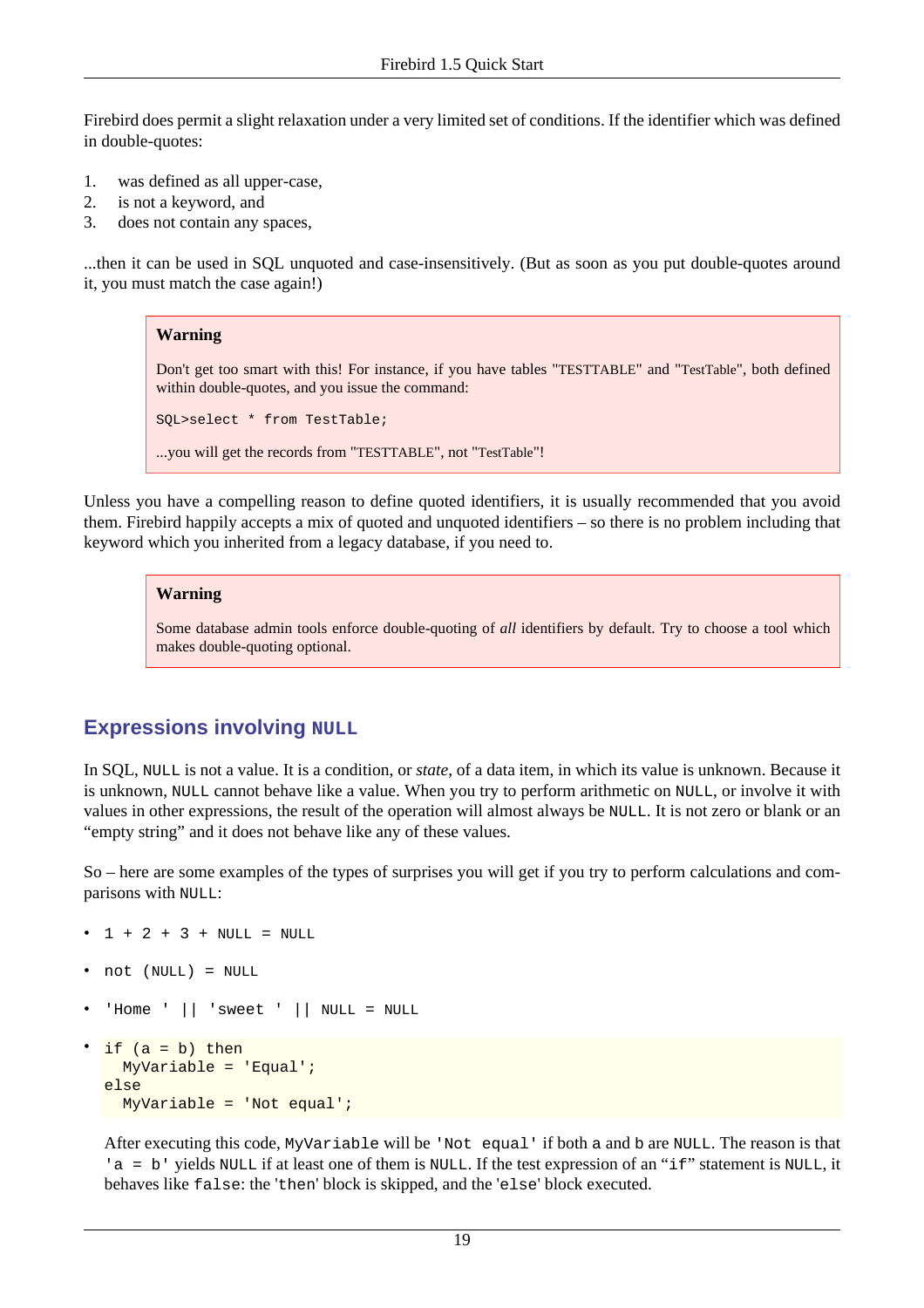Firebird does permit a slight relaxation under a very limited set of conditions. If the identifier which was defined in double-quotes:

1. was defined as all upper-case,
2. is not a keyword, and
3. does not contain any spaces,

...then it can be used in SQL unquoted and case-insensitively. (But as soon as you put double-quotes around it, you must match the case again!)

> **Warning**
>
> Don't get too smart with this! For instance, if you have tables "TESTTABLE" and "TestTable", both defined within double-quotes, and you issue the command:
>
> ```
> SQL>select * from TestTable;
> ```
>
> ...you will get the records from "TESTTABLE", not "TestTable"!

Unless you have a compelling reason to define quoted identifiers, it is usually recommended that you avoid them. Firebird happily accepts a mix of quoted and unquoted identifiers – so there is no problem including that keyword which you inherited from a legacy database, if you need to.

> **Warning**
>
> Some database admin tools enforce double-quoting of *all* identifiers by default. Try to choose a tool which makes double-quoting optional.

## Expressions involving `NULL`

In SQL, `NULL` is not a value. It is a condition, or *state*, of a data item, in which its value is unknown. Because it is unknown, `NULL` cannot behave like a value. When you try to perform arithmetic on `NULL`, or involve it with values in other expressions, the result of the operation will almost always be `NULL`. It is not zero or blank or an "empty string" and it does not behave like any of these values.

So – here are some examples of the types of surprises you will get if you try to perform calculations and comparisons with `NULL`:

- `1 + 2 + 3 + NULL = NULL`
- `not (NULL) = NULL`
- `'Home ' || 'sweet ' || NULL = NULL`
- ```
  if (a = b) then
    MyVariable = 'Equal';
  else
    MyVariable = 'Not equal';
  ```

  After executing this code, `MyVariable` will be `'Not equal'` if both `a` and `b` are `NULL`. The reason is that `'a = b'` yields `NULL` if at least one of them is `NULL`. If the test expression of an "`if`" statement is `NULL`, it behaves like `false`: the '`then`' block is skipped, and the '`else`' block executed.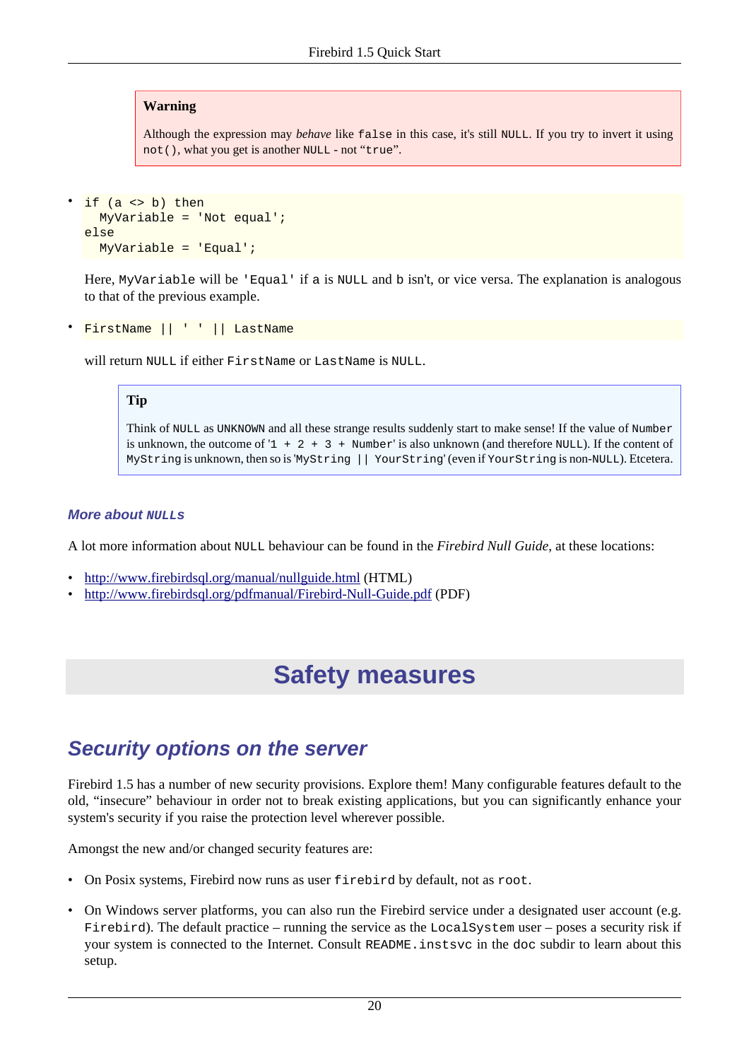> **Warning**
>
> Although the expression may *behave* like `false` in this case, it's still `NULL`. If you try to invert it using `not()`, what you get is another `NULL` - not “`true`”.

- ```
  if (a <> b) then
    MyVariable = 'Not equal';
  else
    MyVariable = 'Equal';
  ```

  Here, `MyVariable` will be `'Equal'` if `a` is `NULL` and `b` isn't, or vice versa. The explanation is analogous to that of the previous example.

- ```
  FirstName || ' ' || LastName
  ```

  will return `NULL` if either `FirstName` or `LastName` is `NULL`.

  > **Tip**
  >
  > Think of `NULL` as `UNKNOWN` and all these strange results suddenly start to make sense! If the value of `Number` is unknown, the outcome of '`1 + 2 + 3 + Number`' is also unknown (and therefore `NULL`). If the content of `MyString` is unknown, then so is '`MyString || YourString`' (even if `YourString` is non-`NULL`). Etcetera.

### More about NULLs

A lot more information about `NULL` behaviour can be found in the *Firebird Null Guide*, at these locations:

- http://www.firebirdsql.org/manual/nullguide.html (HTML)
- http://www.firebirdsql.org/pdfmanual/Firebird-Null-Guide.pdf (PDF)

# Safety measures

## Security options on the server

Firebird 1.5 has a number of new security provisions. Explore them! Many configurable features default to the old, “insecure” behaviour in order not to break existing applications, but you can significantly enhance your system's security if you raise the protection level wherever possible.

Amongst the new and/or changed security features are:

- On Posix systems, Firebird now runs as user `firebird` by default, not as `root`.

- On Windows server platforms, you can also run the Firebird service under a designated user account (e.g. `Firebird`). The default practice – running the service as the `LocalSystem` user – poses a security risk if your system is connected to the Internet. Consult `README.instsvc` in the `doc` subdir to learn about this setup.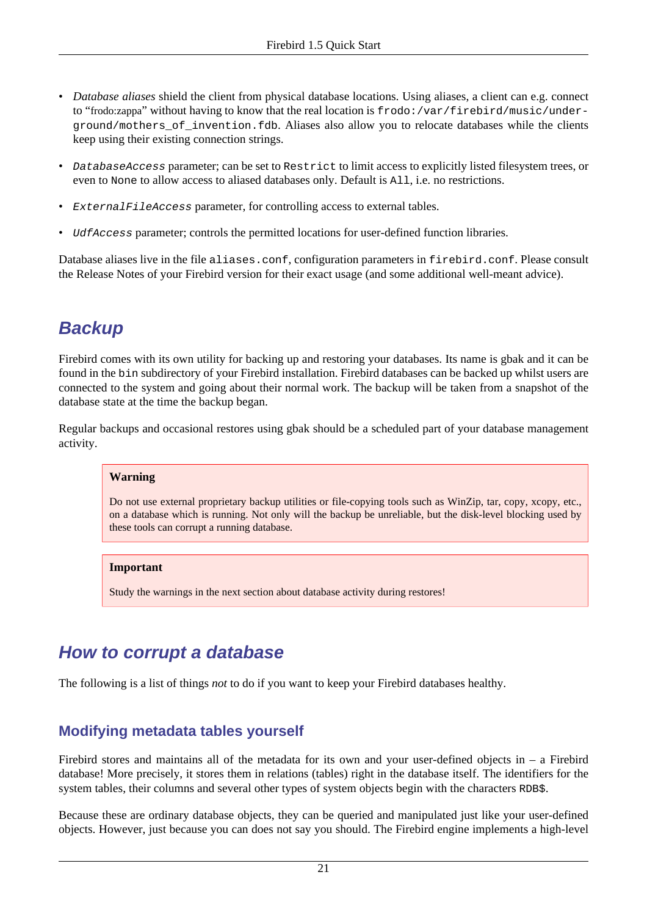- *Database aliases* shield the client from physical database locations. Using aliases, a client can e.g. connect to "frodo:zappa" without having to know that the real location is `frodo:/var/firebird/music/underground/mothers_of_invention.fdb`. Aliases also allow you to relocate databases while the clients keep using their existing connection strings.
- *`DatabaseAccess`* parameter; can be set to `Restrict` to limit access to explicitly listed filesystem trees, or even to `None` to allow access to aliased databases only. Default is `All`, i.e. no restrictions.
- *`ExternalFileAccess`* parameter, for controlling access to external tables.
- *`UdfAccess`* parameter; controls the permitted locations for user-defined function libraries.

Database aliases live in the file `aliases.conf`, configuration parameters in `firebird.conf`. Please consult the Release Notes of your Firebird version for their exact usage (and some additional well-meant advice).

## Backup

Firebird comes with its own utility for backing up and restoring your databases. Its name is gbak and it can be found in the `bin` subdirectory of your Firebird installation. Firebird databases can be backed up whilst users are connected to the system and going about their normal work. The backup will be taken from a snapshot of the database state at the time the backup began.

Regular backups and occasional restores using gbak should be a scheduled part of your database management activity.

> **Warning**
>
> Do not use external proprietary backup utilities or file-copying tools such as WinZip, tar, copy, xcopy, etc., on a database which is running. Not only will the backup be unreliable, but the disk-level blocking used by these tools can corrupt a running database.

> **Important**
>
> Study the warnings in the next section about database activity during restores!

## How to corrupt a database

The following is a list of things *not* to do if you want to keep your Firebird databases healthy.

### Modifying metadata tables yourself

Firebird stores and maintains all of the metadata for its own and your user-defined objects in – a Firebird database! More precisely, it stores them in relations (tables) right in the database itself. The identifiers for the system tables, their columns and several other types of system objects begin with the characters `RDB$`.

Because these are ordinary database objects, they can be queried and manipulated just like your user-defined objects. However, just because you can does not say you should. The Firebird engine implements a high-level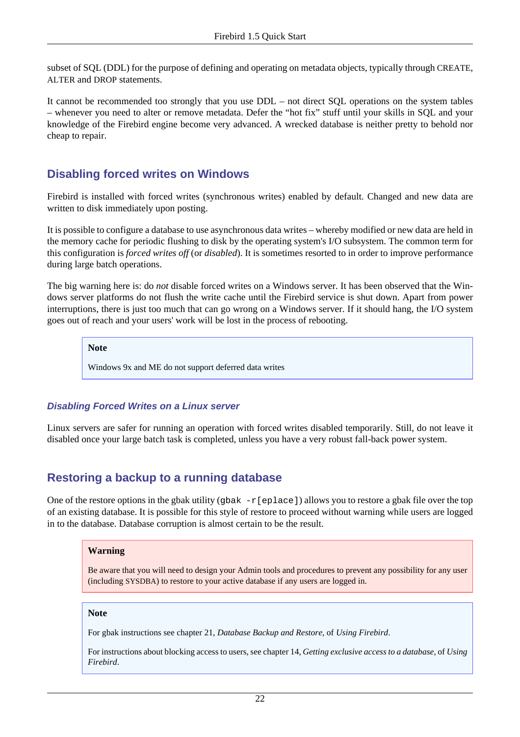subset of SQL (DDL) for the purpose of defining and operating on metadata objects, typically through CREATE, ALTER and DROP statements.

It cannot be recommended too strongly that you use DDL – not direct SQL operations on the system tables – whenever you need to alter or remove metadata. Defer the “hot fix” stuff until your skills in SQL and your knowledge of the Firebird engine become very advanced. A wrecked database is neither pretty to behold nor cheap to repair.

## Disabling forced writes on Windows

Firebird is installed with forced writes (synchronous writes) enabled by default. Changed and new data are written to disk immediately upon posting.

It is possible to configure a database to use asynchronous data writes – whereby modified or new data are held in the memory cache for periodic flushing to disk by the operating system's I/O subsystem. The common term for this configuration is *forced writes off* (or *disabled*). It is sometimes resorted to in order to improve performance during large batch operations.

The big warning here is: do *not* disable forced writes on a Windows server. It has been observed that the Windows server platforms do not flush the write cache until the Firebird service is shut down. Apart from power interruptions, there is just too much that can go wrong on a Windows server. If it should hang, the I/O system goes out of reach and your users' work will be lost in the process of rebooting.

> **Note**
>
> Windows 9x and ME do not support deferred data writes

### *Disabling Forced Writes on a Linux server*

Linux servers are safer for running an operation with forced writes disabled temporarily. Still, do not leave it disabled once your large batch task is completed, unless you have a very robust fall-back power system.

## Restoring a backup to a running database

One of the restore options in the gbak utility (`gbak -r[eplace]`) allows you to restore a gbak file over the top of an existing database. It is possible for this style of restore to proceed without warning while users are logged in to the database. Database corruption is almost certain to be the result.

> **Warning**
>
> Be aware that you will need to design your Admin tools and procedures to prevent any possibility for any user (including SYSDBA) to restore to your active database if any users are logged in.

> **Note**
>
> For gbak instructions see chapter 21, *Database Backup and Restore*, of *Using Firebird*.
>
> For instructions about blocking access to users, see chapter 14, *Getting exclusive access to a database*, of *Using Firebird*.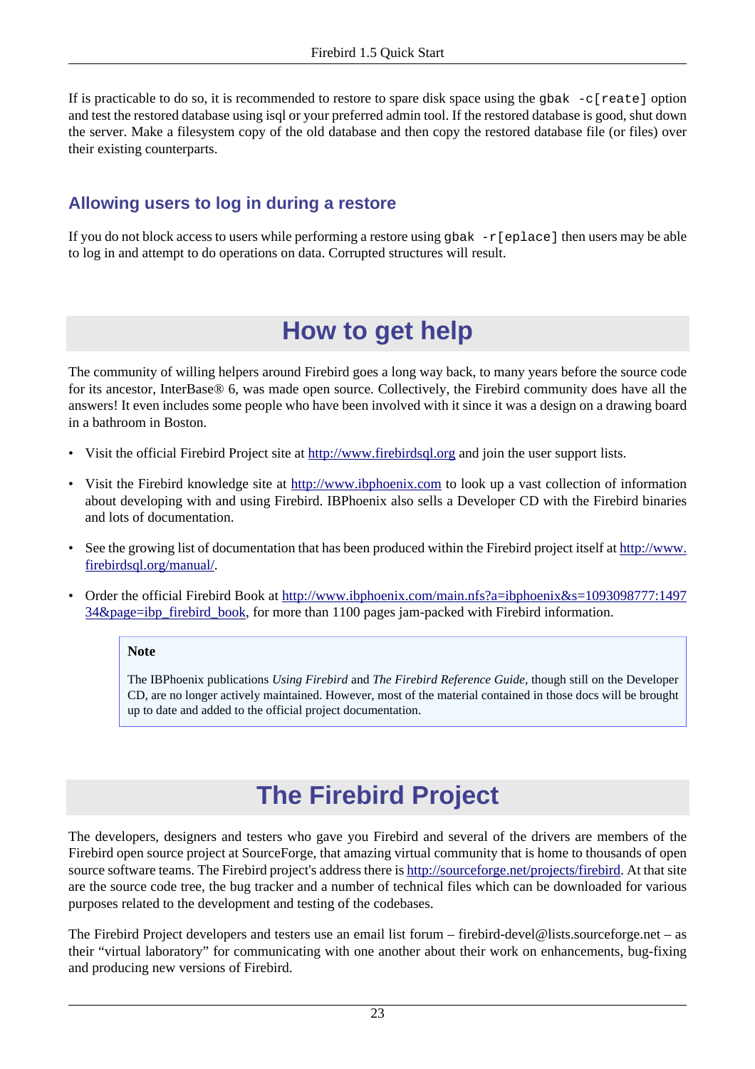If is practicable to do so, it is recommended to restore to spare disk space using the `gbak -c[reate]` option and test the restored database using isql or your preferred admin tool. If the restored database is good, shut down the server. Make a filesystem copy of the old database and then copy the restored database file (or files) over their existing counterparts.

### Allowing users to log in during a restore

If you do not block access to users while performing a restore using `gbak -r[eplace]` then users may be able to log in and attempt to do operations on data. Corrupted structures will result.

## How to get help

The community of willing helpers around Firebird goes a long way back, to many years before the source code for its ancestor, InterBase® 6, was made open source. Collectively, the Firebird community does have all the answers! It even includes some people who have been involved with it since it was a design on a drawing board in a bathroom in Boston.

- Visit the official Firebird Project site at http://www.firebirdsql.org and join the user support lists.
- Visit the Firebird knowledge site at http://www.ibphoenix.com to look up a vast collection of information about developing with and using Firebird. IBPhoenix also sells a Developer CD with the Firebird binaries and lots of documentation.
- See the growing list of documentation that has been produced within the Firebird project itself at http://www.firebirdsql.org/manual/.
- Order the official Firebird Book at http://www.ibphoenix.com/main.nfs?a=ibphoenix&s=1093098777:149734&page=ibp_firebird_book, for more than 1100 pages jam-packed with Firebird information.

> **Note**
>
> The IBPhoenix publications *Using Firebird* and *The Firebird Reference Guide*, though still on the Developer CD, are no longer actively maintained. However, most of the material contained in those docs will be brought up to date and added to the official project documentation.

## The Firebird Project

The developers, designers and testers who gave you Firebird and several of the drivers are members of the Firebird open source project at SourceForge, that amazing virtual community that is home to thousands of open source software teams. The Firebird project's address there is http://sourceforge.net/projects/firebird. At that site are the source code tree, the bug tracker and a number of technical files which can be downloaded for various purposes related to the development and testing of the codebases.

The Firebird Project developers and testers use an email list forum – firebird-devel@lists.sourceforge.net – as their "virtual laboratory" for communicating with one another about their work on enhancements, bug-fixing and producing new versions of Firebird.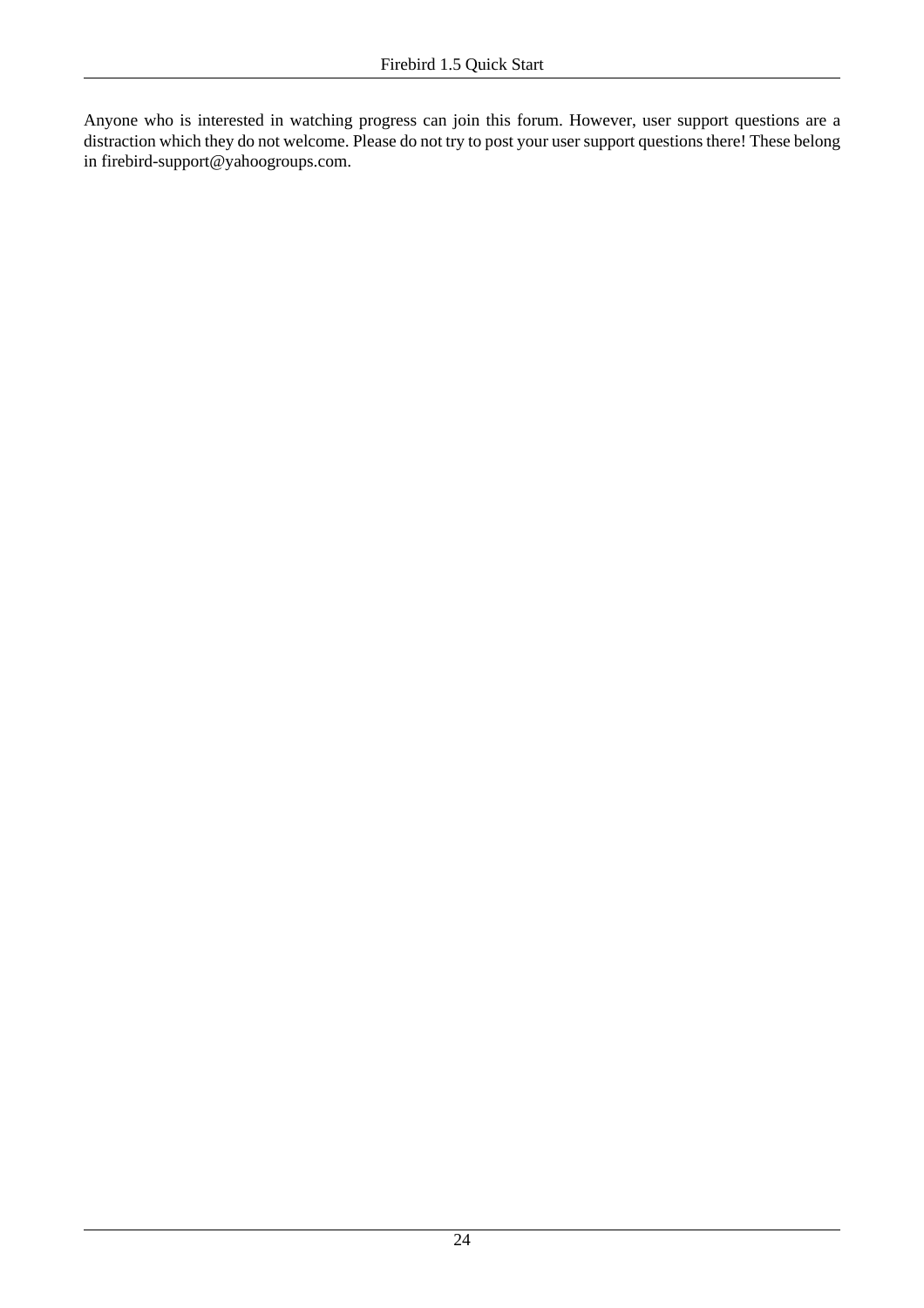Anyone who is interested in watching progress can join this forum. However, user support questions are a distraction which they do not welcome. Please do not try to post your user support questions there! These belong in firebird-support@yahoogroups.com.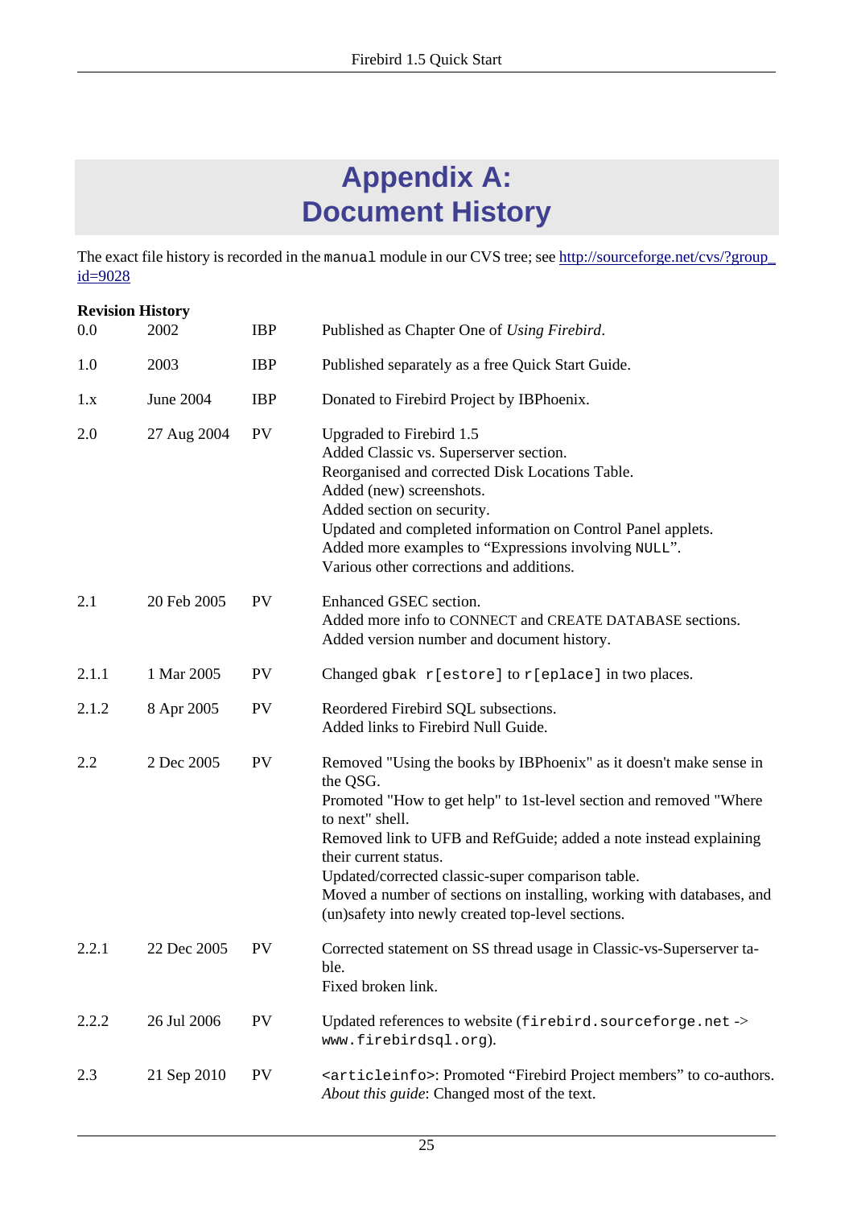# Appendix A: Document History

The exact file history is recorded in the `manual` module in our CVS tree; see http://sourceforge.net/cvs/?group_id=9028

**Revision History**

| | | | |
|---|---|---|---|
| 0.0 | 2002 | IBP | Published as Chapter One of *Using Firebird*. |
| 1.0 | 2003 | IBP | Published separately as a free Quick Start Guide. |
| 1.x | June 2004 | IBP | Donated to Firebird Project by IBPhoenix. |
| 2.0 | 27 Aug 2004 | PV | Upgraded to Firebird 1.5<br>Added Classic vs. Superserver section.<br>Reorganised and corrected Disk Locations Table.<br>Added (new) screenshots.<br>Added section on security.<br>Updated and completed information on Control Panel applets.<br>Added more examples to “Expressions involving `NULL`”.<br>Various other corrections and additions. |
| 2.1 | 20 Feb 2005 | PV | Enhanced GSEC section.<br>Added more info to CONNECT and CREATE DATABASE sections.<br>Added version number and document history. |
| 2.1.1 | 1 Mar 2005 | PV | Changed `gbak r[estore]` to `r[eplace]` in two places. |
| 2.1.2 | 8 Apr 2005 | PV | Reordered Firebird SQL subsections.<br>Added links to Firebird Null Guide. |
| 2.2 | 2 Dec 2005 | PV | Removed "Using the books by IBPhoenix" as it doesn't make sense in the QSG.<br>Promoted "How to get help" to 1st-level section and removed "Where to next" shell.<br>Removed link to UFB and RefGuide; added a note instead explaining their current status.<br>Updated/corrected classic-super comparison table.<br>Moved a number of sections on installing, working with databases, and (un)safety into newly created top-level sections. |
| 2.2.1 | 22 Dec 2005 | PV | Corrected statement on SS thread usage in Classic-vs-Superserver table.<br>Fixed broken link. |
| 2.2.2 | 26 Jul 2006 | PV | Updated references to website (`firebird.sourceforge.net` -> `www.firebirdsql.org`). |
| 2.3 | 21 Sep 2010 | PV | `<articleinfo>`: Promoted “Firebird Project members” to co-authors.<br>*About this guide*: Changed most of the text. |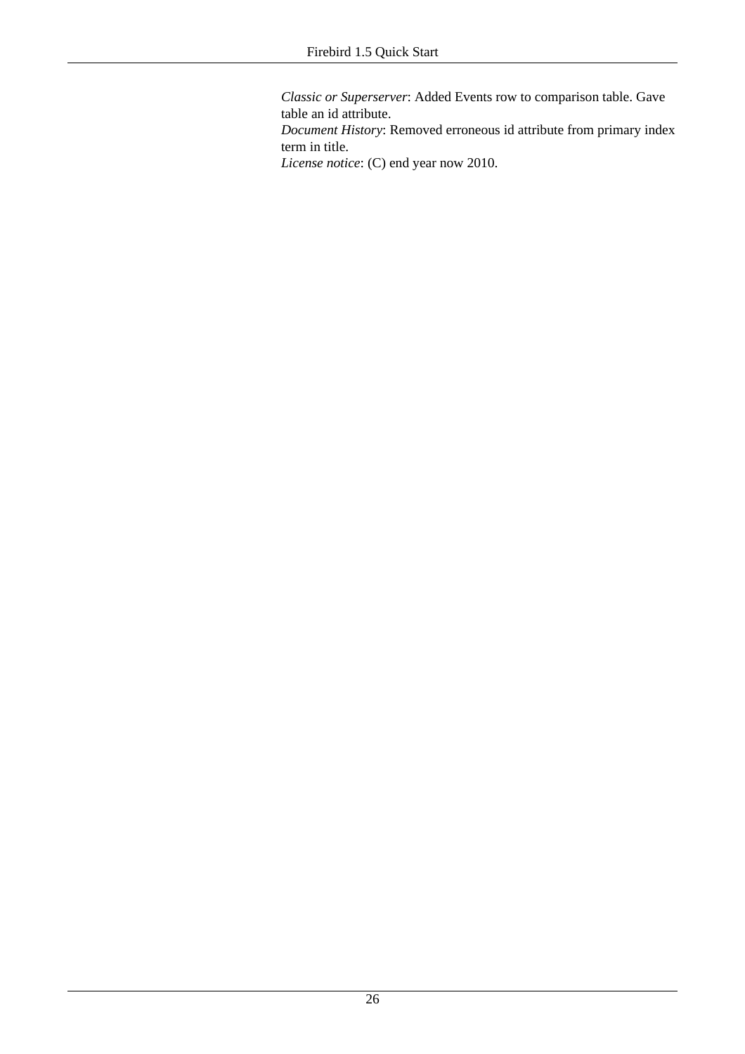*Classic or Superserver*: Added Events row to comparison table. Gave table an id attribute.
*Document History*: Removed erroneous id attribute from primary index term in title.
*License notice*: (C) end year now 2010.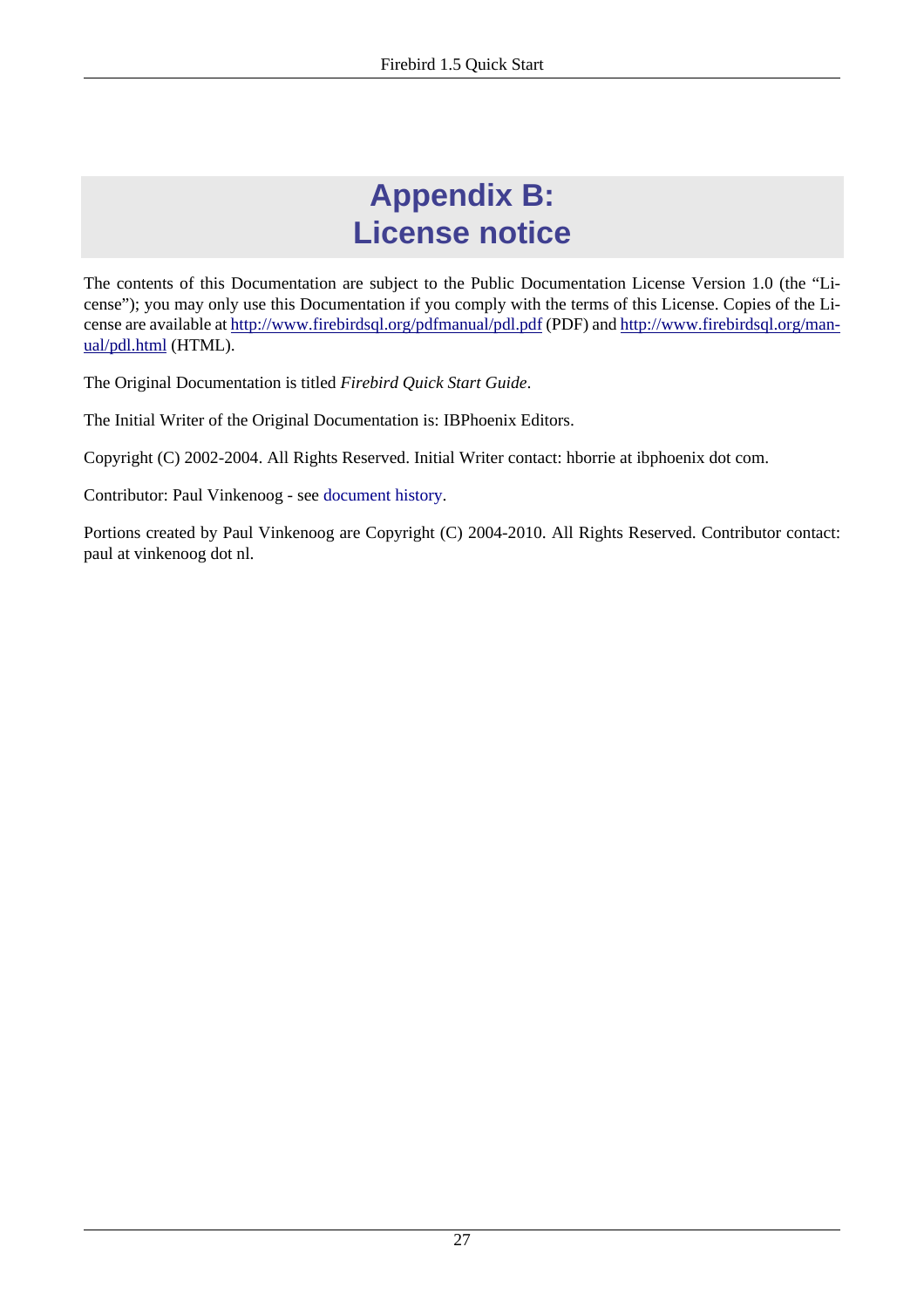# Appendix B: License notice

The contents of this Documentation are subject to the Public Documentation License Version 1.0 (the “License”); you may only use this Documentation if you comply with the terms of this License. Copies of the License are available at http://www.firebirdsql.org/pdfmanual/pdl.pdf (PDF) and http://www.firebirdsql.org/manual/pdl.html (HTML).

The Original Documentation is titled *Firebird Quick Start Guide*.

The Initial Writer of the Original Documentation is: IBPhoenix Editors.

Copyright (C) 2002-2004. All Rights Reserved. Initial Writer contact: hborrie at ibphoenix dot com.

Contributor: Paul Vinkenoog - see document history.

Portions created by Paul Vinkenoog are Copyright (C) 2004-2010. All Rights Reserved. Contributor contact: paul at vinkenoog dot nl.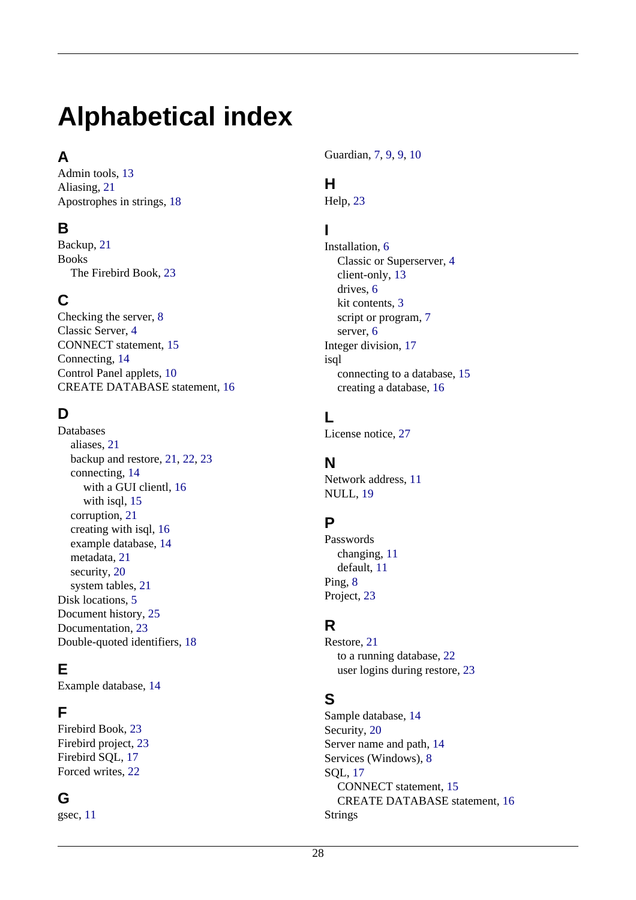# Alphabetical index

## A

Admin tools, 13
Aliasing, 21
Apostrophes in strings, 18

## B

Backup, 21
Books
- The Firebird Book, 23

## C

Checking the server, 8
Classic Server, 4
CONNECT statement, 15
Connecting, 14
Control Panel applets, 10
CREATE DATABASE statement, 16

## D

Databases
- aliases, 21
- backup and restore, 21, 22, 23
- connecting, 14
  - with a GUI clientl, 16
  - with isql, 15
- corruption, 21
- creating with isql, 16
- example database, 14
- metadata, 21
- security, 20
- system tables, 21

Disk locations, 5
Document history, 25
Documentation, 23
Double-quoted identifiers, 18

## E

Example database, 14

## F

Firebird Book, 23
Firebird project, 23
Firebird SQL, 17
Forced writes, 22

## G

gsec, 11
Guardian, 7, 9, 9, 10

## H

Help, 23

## I

Installation, 6
- Classic or Superserver, 4
- client-only, 13
- drives, 6
- kit contents, 3
- script or program, 7
- server, 6

Integer division, 17
isql
- connecting to a database, 15
- creating a database, 16

## L

License notice, 27

## N

Network address, 11
NULL, 19

## P

Passwords
- changing, 11
- default, 11

Ping, 8
Project, 23

## R

Restore, 21
- to a running database, 22
- user logins during restore, 23

## S

Sample database, 14
Security, 20
Server name and path, 14
Services (Windows), 8
SQL, 17
- CONNECT statement, 15
- CREATE DATABASE statement, 16

Strings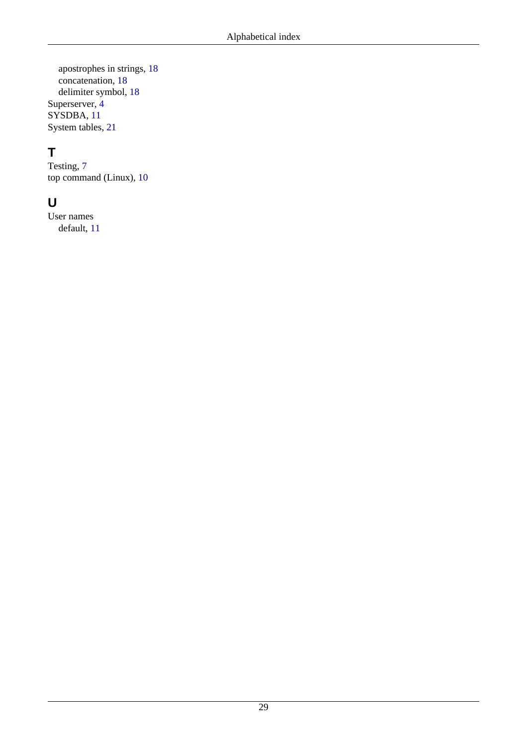apostrophes in strings, 18
  concatenation, 18
  delimiter symbol, 18

Superserver, 4

SYSDBA, 11

System tables, 21

## T

Testing, 7

top command (Linux), 10

## U

User names

  default, 11